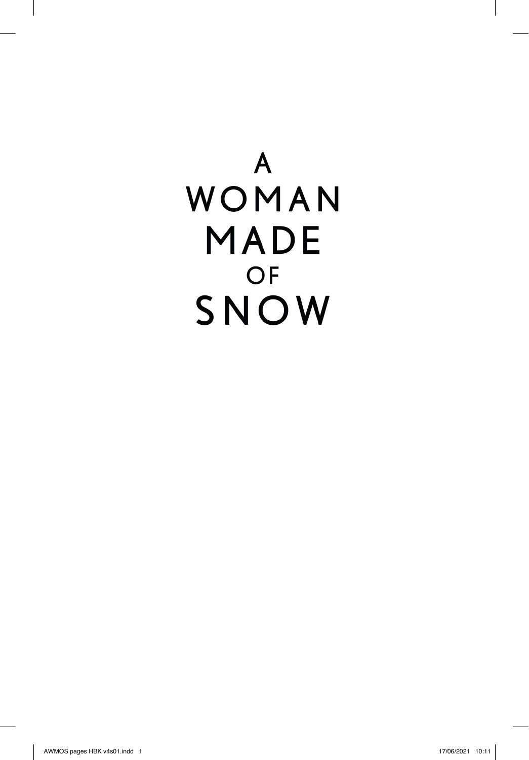# A WOMAN MADE OF SNOW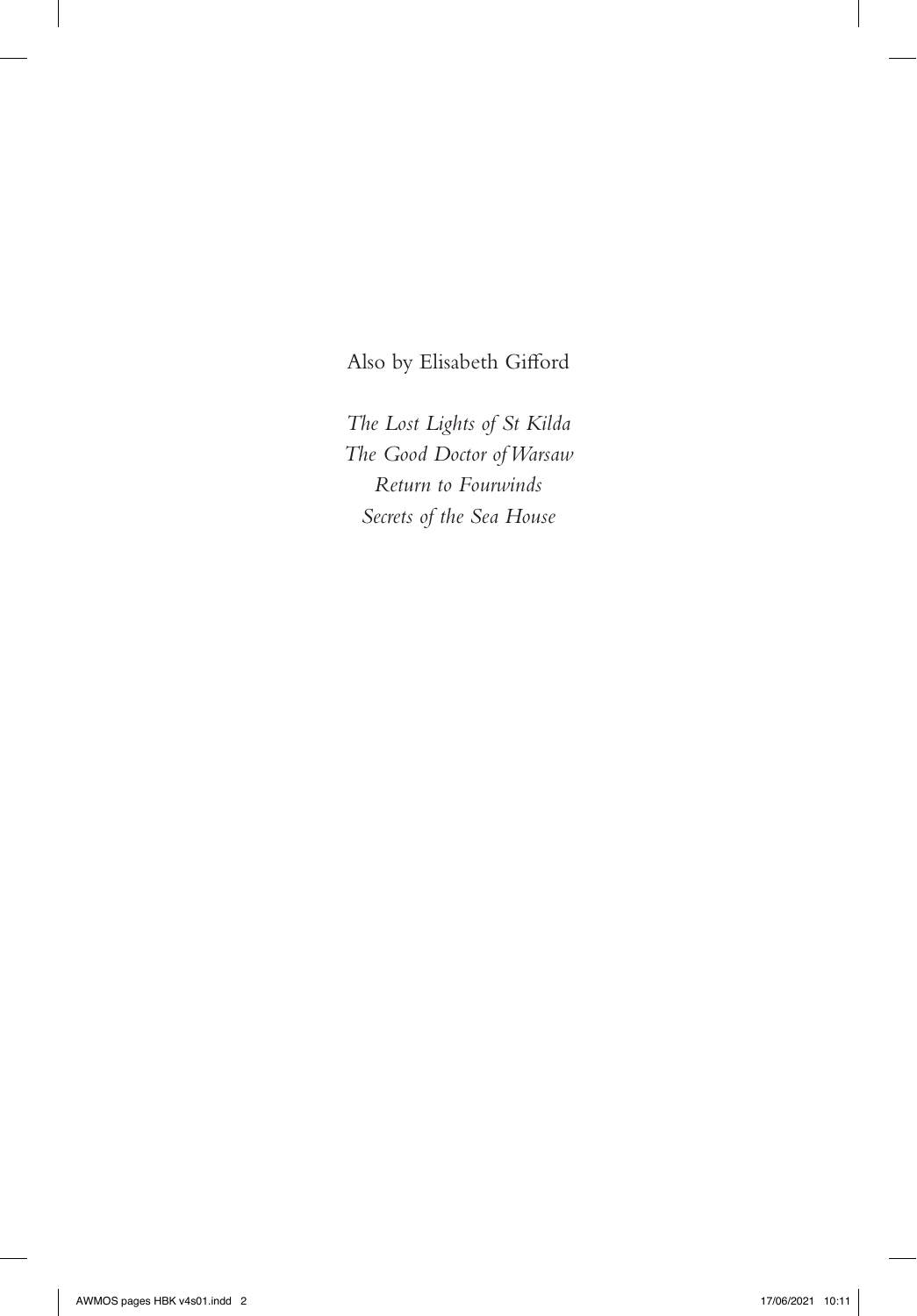Also by Elisabeth Gifford

*The Lost Lights of St Kilda*
*The Good Doctor of Warsaw*
*Return to Fourwinds*
*Secrets of the Sea House*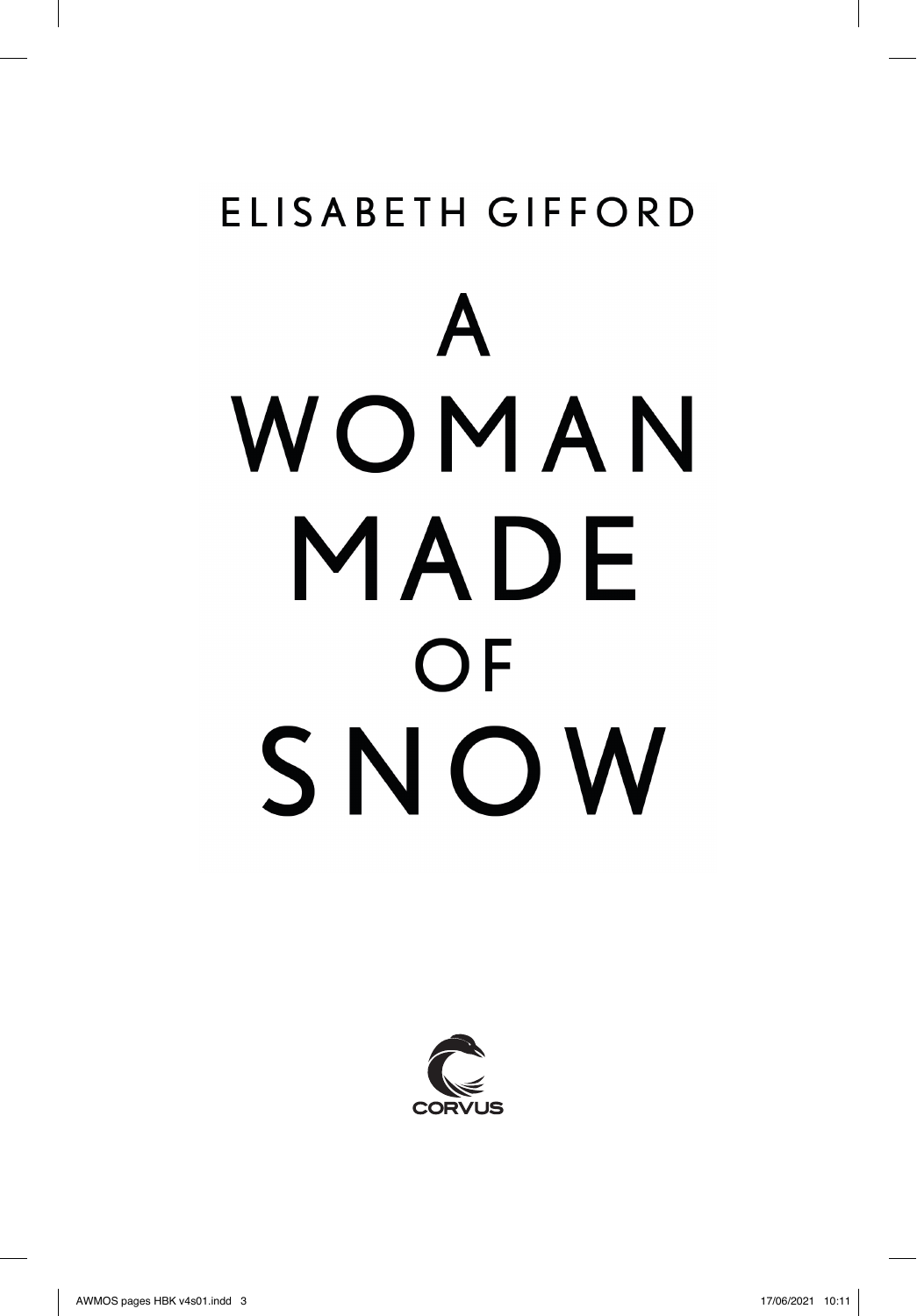ELISABETH GIFFORD

# A WOMAN MADE OF SNOW

CORVUS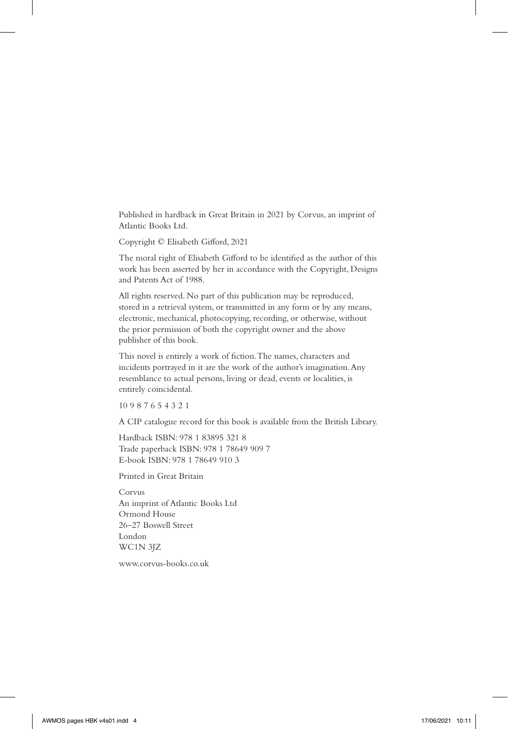Published in hardback in Great Britain in 2021 by Corvus, an imprint of Atlantic Books Ltd.

Copyright © Elisabeth Gifford, 2021

The moral right of Elisabeth Gifford to be identified as the author of this work has been asserted by her in accordance with the Copyright, Designs and Patents Act of 1988.

All rights reserved. No part of this publication may be reproduced, stored in a retrieval system, or transmitted in any form or by any means, electronic, mechanical, photocopying, recording, or otherwise, without the prior permission of both the copyright owner and the above publisher of this book.

This novel is entirely a work of fiction. The names, characters and incidents portrayed in it are the work of the author's imagination. Any resemblance to actual persons, living or dead, events or localities, is entirely coincidental.

10 9 8 7 6 5 4 3 2 1

A CIP catalogue record for this book is available from the British Library.

Hardback ISBN: 978 1 83895 321 8
Trade paperback ISBN: 978 1 78649 909 7
E-book ISBN: 978 1 78649 910 3

Printed in Great Britain

Corvus
An imprint of Atlantic Books Ltd
Ormond House
26–27 Boswell Street
London
WC1N 3JZ

www.corvus-books.co.uk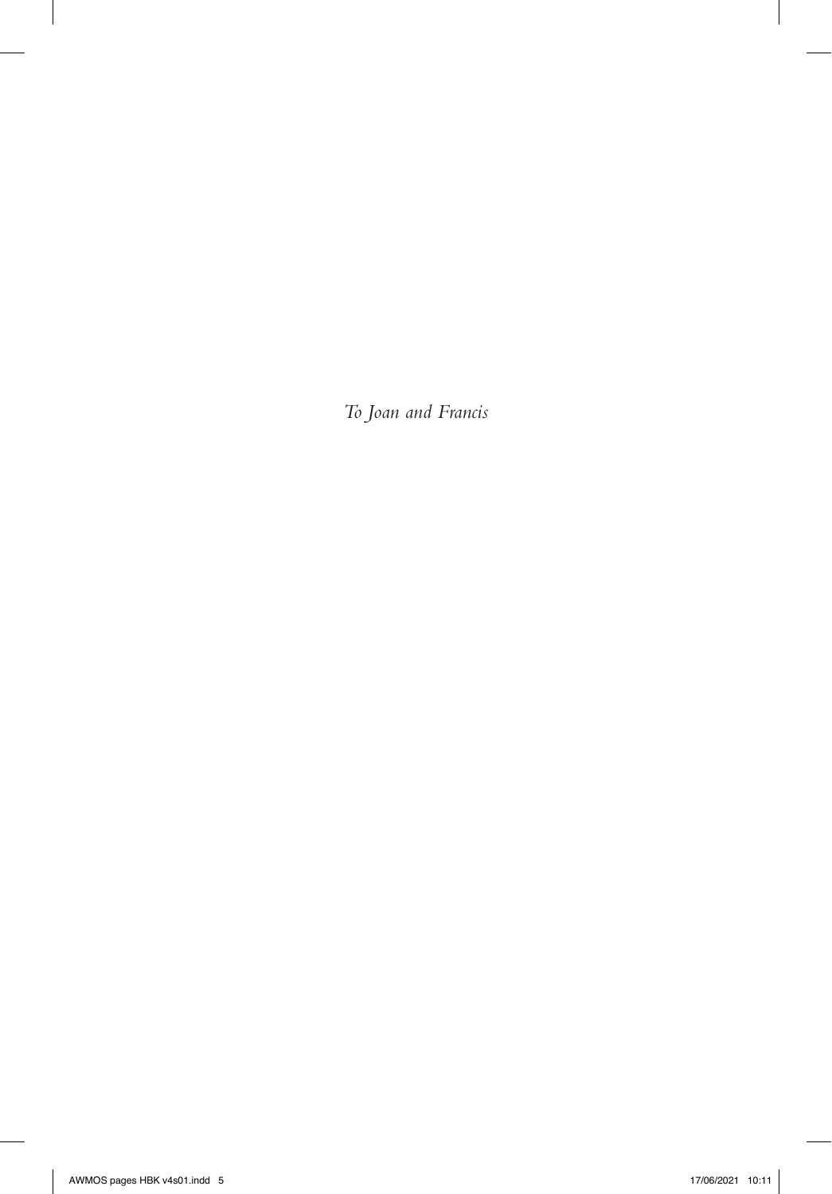*To Joan and Francis*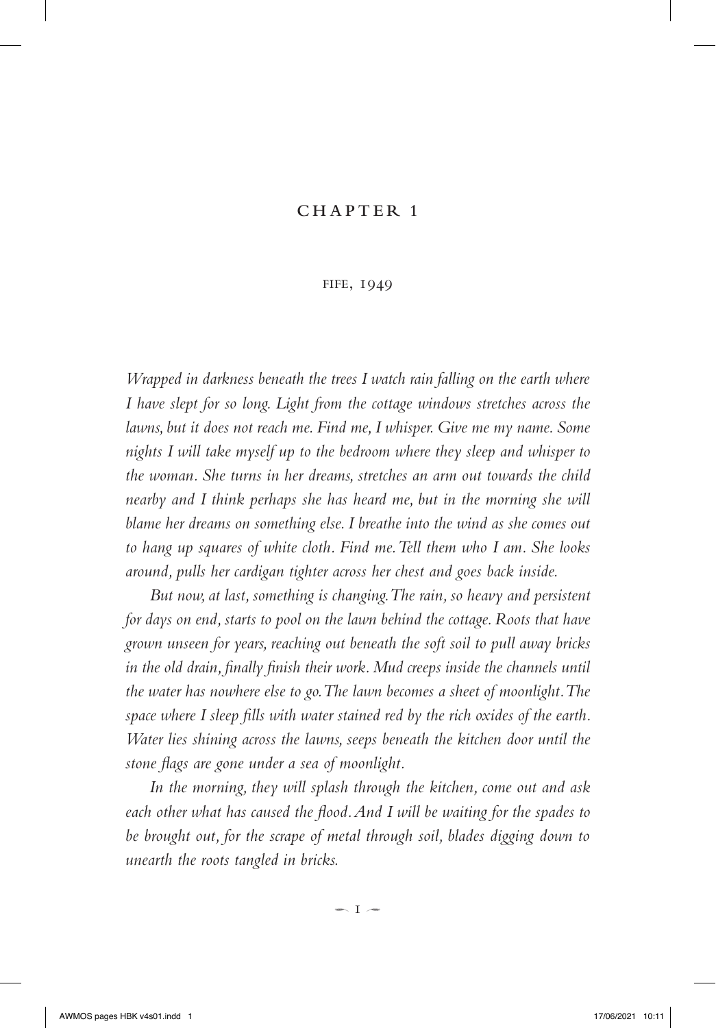# CHAPTER 1

## FIFE, 1949

*Wrapped in darkness beneath the trees I watch rain falling on the earth where I have slept for so long. Light from the cottage windows stretches across the lawns, but it does not reach me. Find me, I whisper. Give me my name. Some nights I will take myself up to the bedroom where they sleep and whisper to the woman. She turns in her dreams, stretches an arm out towards the child nearby and I think perhaps she has heard me, but in the morning she will blame her dreams on something else. I breathe into the wind as she comes out to hang up squares of white cloth. Find me. Tell them who I am. She looks around, pulls her cardigan tighter across her chest and goes back inside.*

*But now, at last, something is changing. The rain, so heavy and persistent for days on end, starts to pool on the lawn behind the cottage. Roots that have grown unseen for years, reaching out beneath the soft soil to pull away bricks in the old drain, finally finish their work. Mud creeps inside the channels until the water has nowhere else to go. The lawn becomes a sheet of moonlight. The space where I sleep fills with water stained red by the rich oxides of the earth. Water lies shining across the lawns, seeps beneath the kitchen door until the stone flags are gone under a sea of moonlight.*

*In the morning, they will splash through the kitchen, come out and ask each other what has caused the flood. And I will be waiting for the spades to be brought out, for the scrape of metal through soil, blades digging down to unearth the roots tangled in bricks.*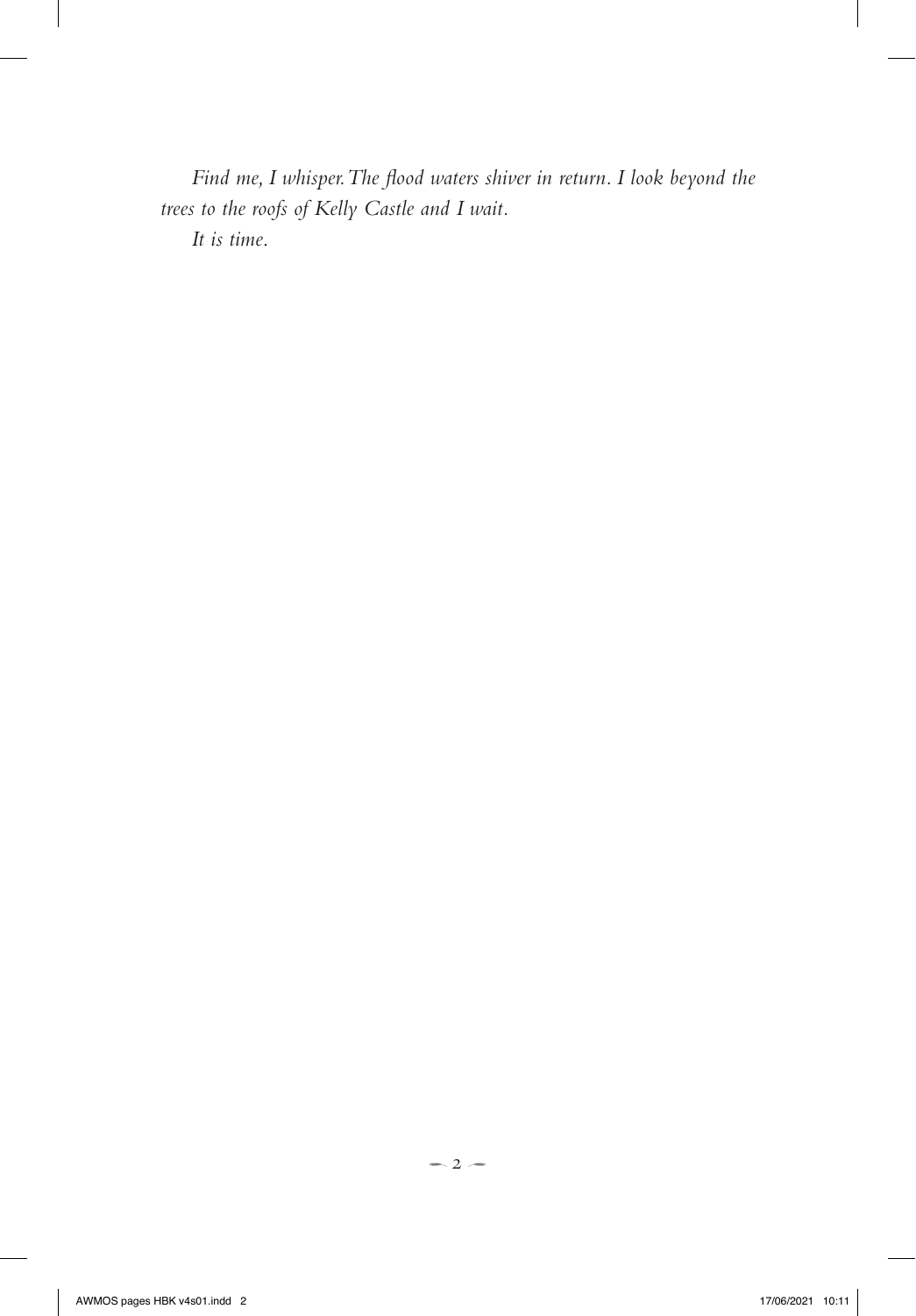*Find me, I whisper. The flood waters shiver in return. I look beyond the trees to the roofs of Kelly Castle and I wait.*

*It is time.*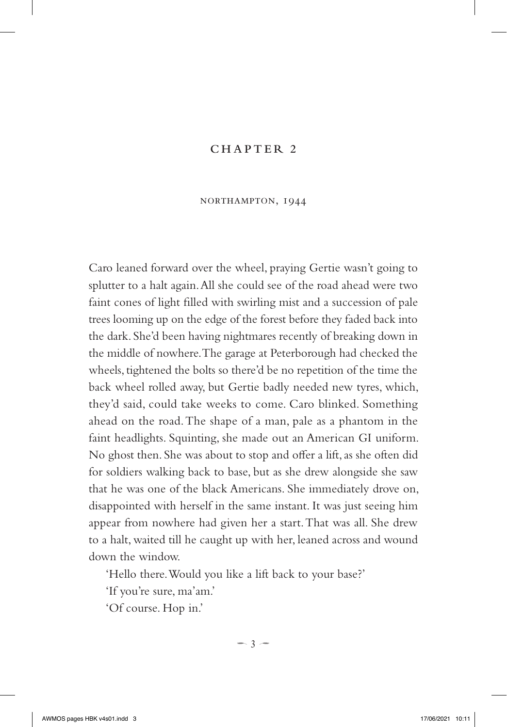# CHAPTER 2

## NORTHAMPTON, 1944

Caro leaned forward over the wheel, praying Gertie wasn't going to splutter to a halt again. All she could see of the road ahead were two faint cones of light filled with swirling mist and a succession of pale trees looming up on the edge of the forest before they faded back into the dark. She'd been having nightmares recently of breaking down in the middle of nowhere. The garage at Peterborough had checked the wheels, tightened the bolts so there'd be no repetition of the time the back wheel rolled away, but Gertie badly needed new tyres, which, they'd said, could take weeks to come. Caro blinked. Something ahead on the road. The shape of a man, pale as a phantom in the faint headlights. Squinting, she made out an American GI uniform. No ghost then. She was about to stop and offer a lift, as she often did for soldiers walking back to base, but as she drew alongside she saw that he was one of the black Americans. She immediately drove on, disappointed with herself in the same instant. It was just seeing him appear from nowhere had given her a start. That was all. She drew to a halt, waited till he caught up with her, leaned across and wound down the window.

'Hello there. Would you like a lift back to your base?'

'If you're sure, ma'am.'

'Of course. Hop in.'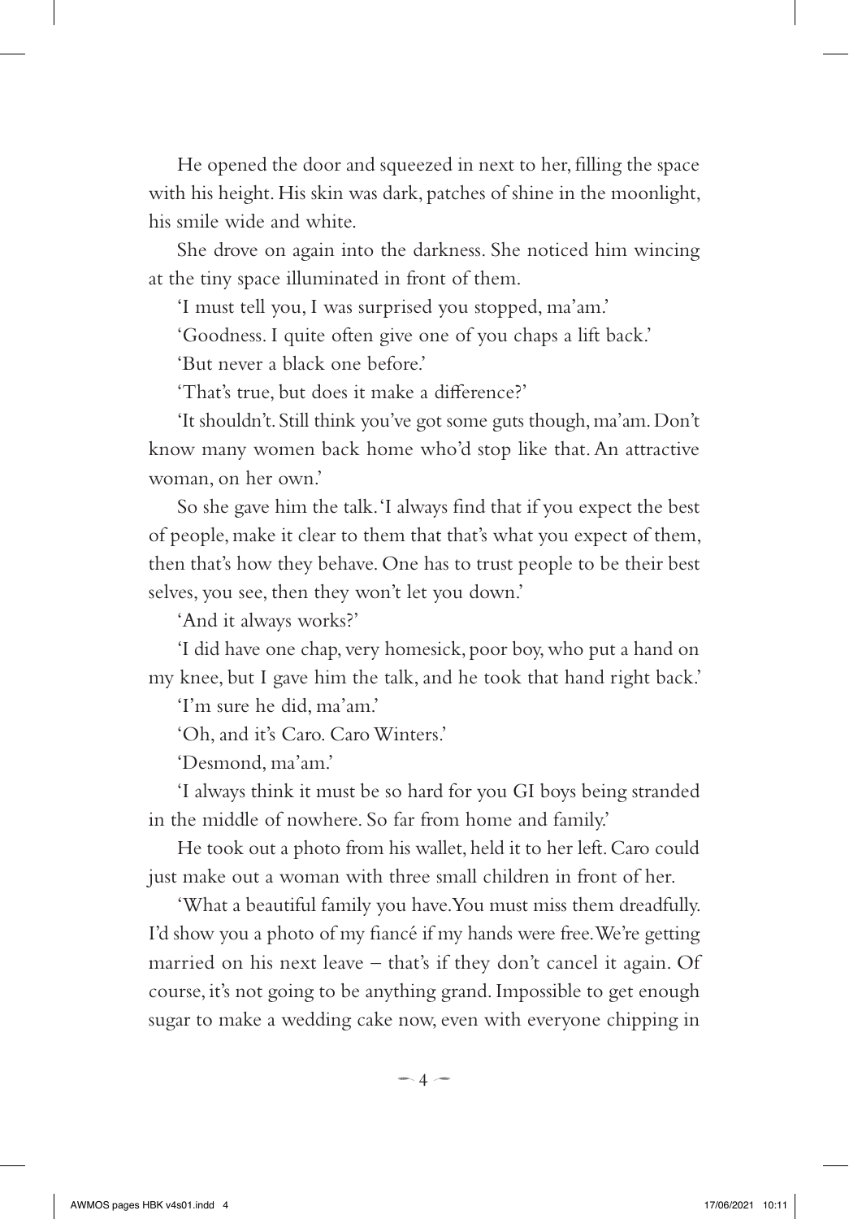He opened the door and squeezed in next to her, filling the space with his height. His skin was dark, patches of shine in the moonlight, his smile wide and white.

She drove on again into the darkness. She noticed him wincing at the tiny space illuminated in front of them.

'I must tell you, I was surprised you stopped, ma'am.'

'Goodness. I quite often give one of you chaps a lift back.'

'But never a black one before.'

'That's true, but does it make a difference?'

'It shouldn't. Still think you've got some guts though, ma'am. Don't know many women back home who'd stop like that. An attractive woman, on her own.'

So she gave him the talk. 'I always find that if you expect the best of people, make it clear to them that that's what you expect of them, then that's how they behave. One has to trust people to be their best selves, you see, then they won't let you down.'

'And it always works?'

'I did have one chap, very homesick, poor boy, who put a hand on my knee, but I gave him the talk, and he took that hand right back.'

'I'm sure he did, ma'am.'

'Oh, and it's Caro. Caro Winters.'

'Desmond, ma'am.'

'I always think it must be so hard for you GI boys being stranded in the middle of nowhere. So far from home and family.'

He took out a photo from his wallet, held it to her left. Caro could just make out a woman with three small children in front of her.

'What a beautiful family you have. You must miss them dreadfully. I'd show you a photo of my fiancé if my hands were free. We're getting married on his next leave – that's if they don't cancel it again. Of course, it's not going to be anything grand. Impossible to get enough sugar to make a wedding cake now, even with everyone chipping in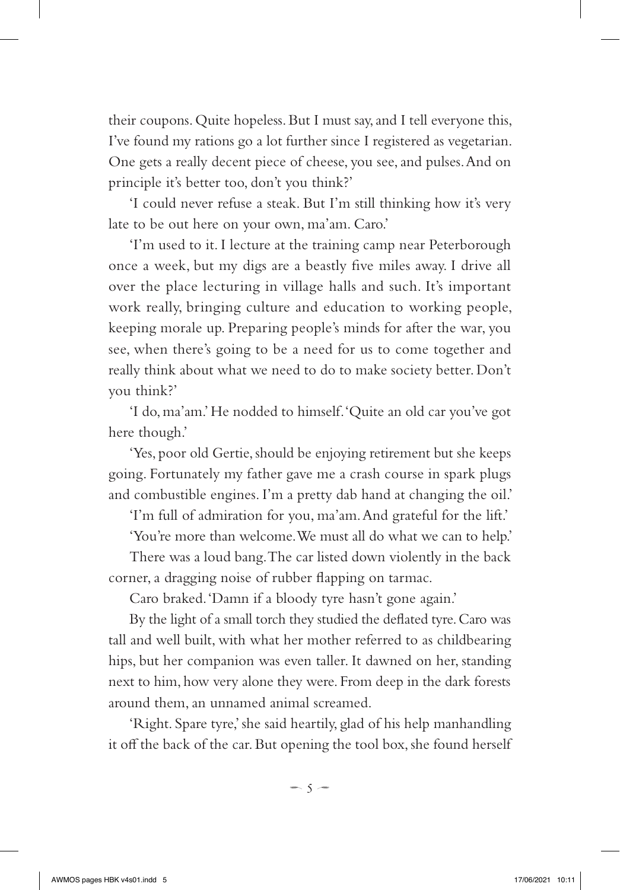their coupons. Quite hopeless. But I must say, and I tell everyone this, I've found my rations go a lot further since I registered as vegetarian. One gets a really decent piece of cheese, you see, and pulses. And on principle it's better too, don't you think?'

'I could never refuse a steak. But I'm still thinking how it's very late to be out here on your own, ma'am. Caro.'

'I'm used to it. I lecture at the training camp near Peterborough once a week, but my digs are a beastly five miles away. I drive all over the place lecturing in village halls and such. It's important work really, bringing culture and education to working people, keeping morale up. Preparing people's minds for after the war, you see, when there's going to be a need for us to come together and really think about what we need to do to make society better. Don't you think?'

'I do, ma'am.' He nodded to himself. 'Quite an old car you've got here though.'

'Yes, poor old Gertie, should be enjoying retirement but she keeps going. Fortunately my father gave me a crash course in spark plugs and combustible engines. I'm a pretty dab hand at changing the oil.'

'I'm full of admiration for you, ma'am. And grateful for the lift.'

'You're more than welcome. We must all do what we can to help.'

There was a loud bang. The car listed down violently in the back corner, a dragging noise of rubber flapping on tarmac.

Caro braked. 'Damn if a bloody tyre hasn't gone again.'

By the light of a small torch they studied the deflated tyre. Caro was tall and well built, with what her mother referred to as childbearing hips, but her companion was even taller. It dawned on her, standing next to him, how very alone they were. From deep in the dark forests around them, an unnamed animal screamed.

'Right. Spare tyre,' she said heartily, glad of his help manhandling it off the back of the car. But opening the tool box, she found herself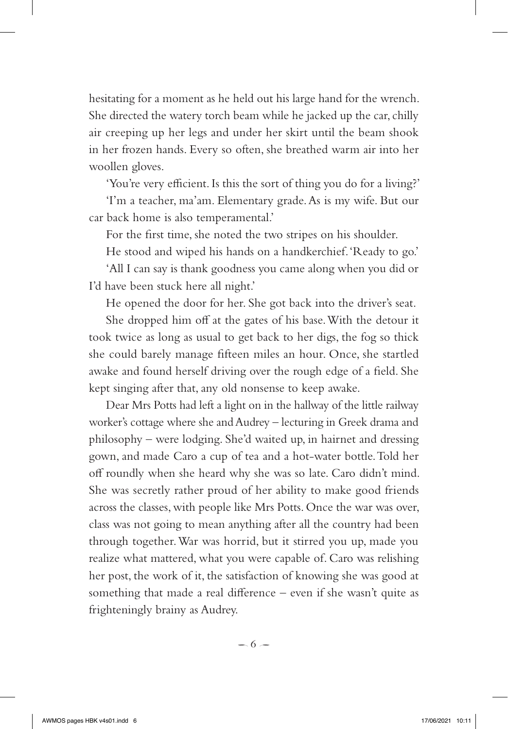hesitating for a moment as he held out his large hand for the wrench. She directed the watery torch beam while he jacked up the car, chilly air creeping up her legs and under her skirt until the beam shook in her frozen hands. Every so often, she breathed warm air into her woollen gloves.

'You're very efficient. Is this the sort of thing you do for a living?'

'I'm a teacher, ma'am. Elementary grade. As is my wife. But our car back home is also temperamental.'

For the first time, she noted the two stripes on his shoulder.

He stood and wiped his hands on a handkerchief. 'Ready to go.'

'All I can say is thank goodness you came along when you did or I'd have been stuck here all night.'

He opened the door for her. She got back into the driver's seat.

She dropped him off at the gates of his base. With the detour it took twice as long as usual to get back to her digs, the fog so thick she could barely manage fifteen miles an hour. Once, she startled awake and found herself driving over the rough edge of a field. She kept singing after that, any old nonsense to keep awake.

Dear Mrs Potts had left a light on in the hallway of the little railway worker's cottage where she and Audrey – lecturing in Greek drama and philosophy – were lodging. She'd waited up, in hairnet and dressing gown, and made Caro a cup of tea and a hot-water bottle. Told her off roundly when she heard why she was so late. Caro didn't mind. She was secretly rather proud of her ability to make good friends across the classes, with people like Mrs Potts. Once the war was over, class was not going to mean anything after all the country had been through together. War was horrid, but it stirred you up, made you realize what mattered, what you were capable of. Caro was relishing her post, the work of it, the satisfaction of knowing she was good at something that made a real difference – even if she wasn't quite as frighteningly brainy as Audrey.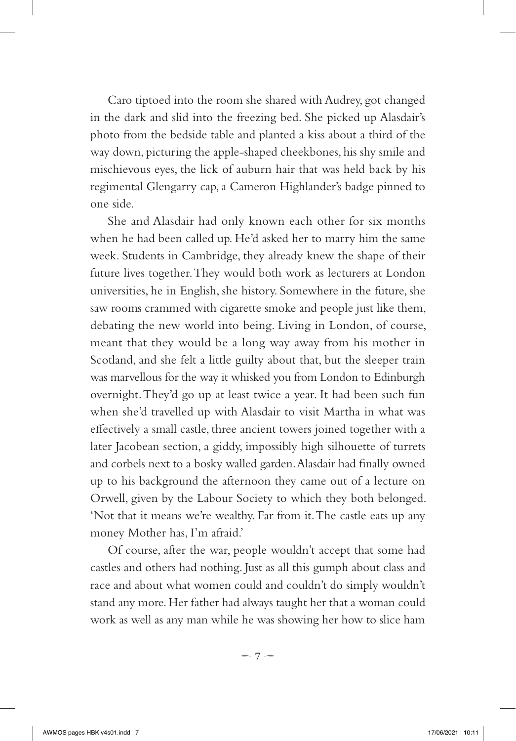Caro tiptoed into the room she shared with Audrey, got changed in the dark and slid into the freezing bed. She picked up Alasdair's photo from the bedside table and planted a kiss about a third of the way down, picturing the apple-shaped cheekbones, his shy smile and mischievous eyes, the lick of auburn hair that was held back by his regimental Glengarry cap, a Cameron Highlander's badge pinned to one side.

She and Alasdair had only known each other for six months when he had been called up. He'd asked her to marry him the same week. Students in Cambridge, they already knew the shape of their future lives together. They would both work as lecturers at London universities, he in English, she history. Somewhere in the future, she saw rooms crammed with cigarette smoke and people just like them, debating the new world into being. Living in London, of course, meant that they would be a long way away from his mother in Scotland, and she felt a little guilty about that, but the sleeper train was marvellous for the way it whisked you from London to Edinburgh overnight. They'd go up at least twice a year. It had been such fun when she'd travelled up with Alasdair to visit Martha in what was effectively a small castle, three ancient towers joined together with a later Jacobean section, a giddy, impossibly high silhouette of turrets and corbels next to a bosky walled garden. Alasdair had finally owned up to his background the afternoon they came out of a lecture on Orwell, given by the Labour Society to which they both belonged. 'Not that it means we're wealthy. Far from it. The castle eats up any money Mother has, I'm afraid.'

Of course, after the war, people wouldn't accept that some had castles and others had nothing. Just as all this gumph about class and race and about what women could and couldn't do simply wouldn't stand any more. Her father had always taught her that a woman could work as well as any man while he was showing her how to slice ham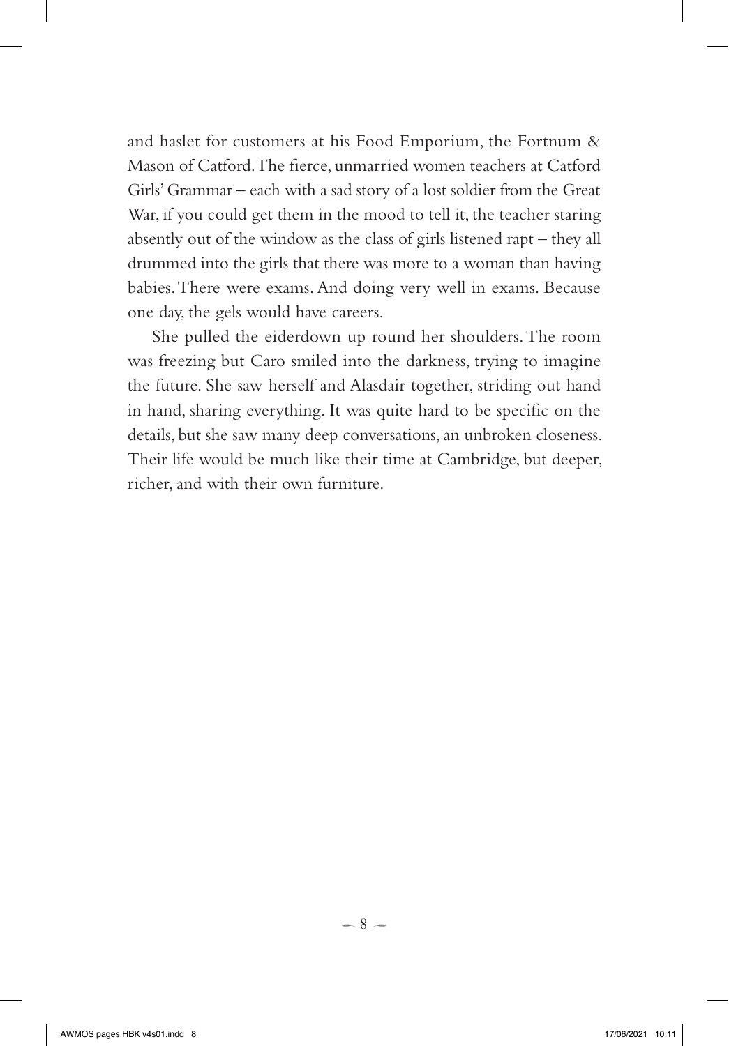and haslet for customers at his Food Emporium, the Fortnum & Mason of Catford. The fierce, unmarried women teachers at Catford Girls' Grammar – each with a sad story of a lost soldier from the Great War, if you could get them in the mood to tell it, the teacher staring absently out of the window as the class of girls listened rapt – they all drummed into the girls that there was more to a woman than having babies. There were exams. And doing very well in exams. Because one day, the gels would have careers.

She pulled the eiderdown up round her shoulders. The room was freezing but Caro smiled into the darkness, trying to imagine the future. She saw herself and Alasdair together, striding out hand in hand, sharing everything. It was quite hard to be specific on the details, but she saw many deep conversations, an unbroken closeness. Their life would be much like their time at Cambridge, but deeper, richer, and with their own furniture.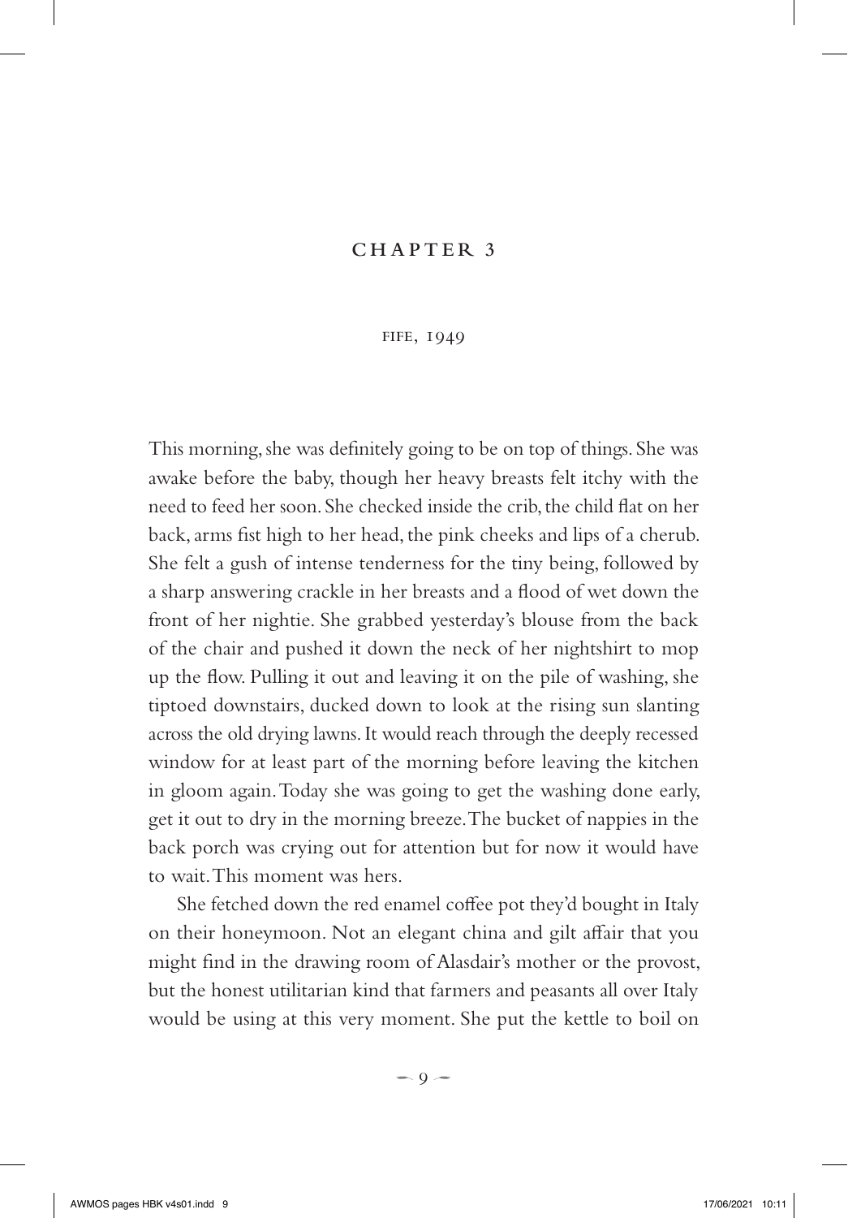# CHAPTER 3

## FIFE, 1949

This morning, she was definitely going to be on top of things. She was awake before the baby, though her heavy breasts felt itchy with the need to feed her soon. She checked inside the crib, the child flat on her back, arms fist high to her head, the pink cheeks and lips of a cherub. She felt a gush of intense tenderness for the tiny being, followed by a sharp answering crackle in her breasts and a flood of wet down the front of her nightie. She grabbed yesterday's blouse from the back of the chair and pushed it down the neck of her nightshirt to mop up the flow. Pulling it out and leaving it on the pile of washing, she tiptoed downstairs, ducked down to look at the rising sun slanting across the old drying lawns. It would reach through the deeply recessed window for at least part of the morning before leaving the kitchen in gloom again. Today she was going to get the washing done early, get it out to dry in the morning breeze. The bucket of nappies in the back porch was crying out for attention but for now it would have to wait. This moment was hers.

She fetched down the red enamel coffee pot they'd bought in Italy on their honeymoon. Not an elegant china and gilt affair that you might find in the drawing room of Alasdair's mother or the provost, but the honest utilitarian kind that farmers and peasants all over Italy would be using at this very moment. She put the kettle to boil on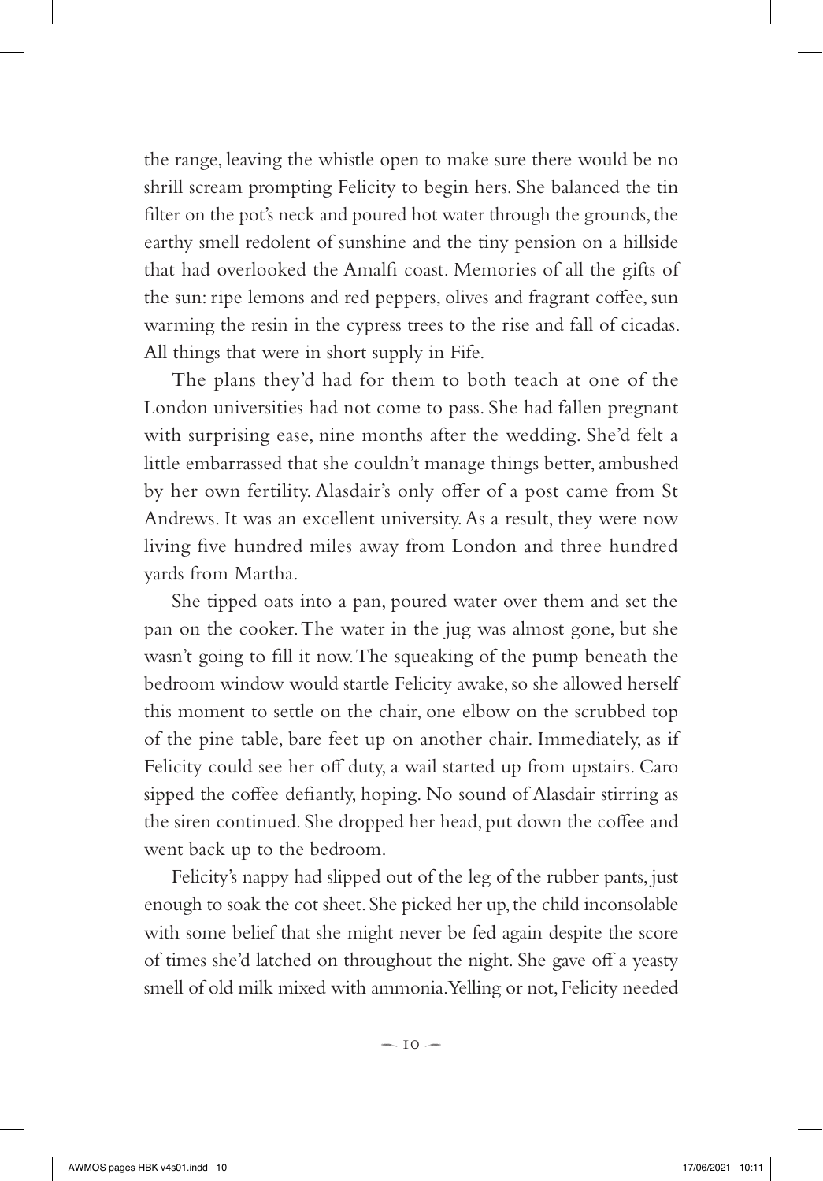the range, leaving the whistle open to make sure there would be no shrill scream prompting Felicity to begin hers. She balanced the tin filter on the pot's neck and poured hot water through the grounds, the earthy smell redolent of sunshine and the tiny pension on a hillside that had overlooked the Amalfi coast. Memories of all the gifts of the sun: ripe lemons and red peppers, olives and fragrant coffee, sun warming the resin in the cypress trees to the rise and fall of cicadas. All things that were in short supply in Fife.

The plans they'd had for them to both teach at one of the London universities had not come to pass. She had fallen pregnant with surprising ease, nine months after the wedding. She'd felt a little embarrassed that she couldn't manage things better, ambushed by her own fertility. Alasdair's only offer of a post came from St Andrews. It was an excellent university. As a result, they were now living five hundred miles away from London and three hundred yards from Martha.

She tipped oats into a pan, poured water over them and set the pan on the cooker. The water in the jug was almost gone, but she wasn't going to fill it now. The squeaking of the pump beneath the bedroom window would startle Felicity awake, so she allowed herself this moment to settle on the chair, one elbow on the scrubbed top of the pine table, bare feet up on another chair. Immediately, as if Felicity could see her off duty, a wail started up from upstairs. Caro sipped the coffee defiantly, hoping. No sound of Alasdair stirring as the siren continued. She dropped her head, put down the coffee and went back up to the bedroom.

Felicity's nappy had slipped out of the leg of the rubber pants, just enough to soak the cot sheet. She picked her up, the child inconsolable with some belief that she might never be fed again despite the score of times she'd latched on throughout the night. She gave off a yeasty smell of old milk mixed with ammonia. Yelling or not, Felicity needed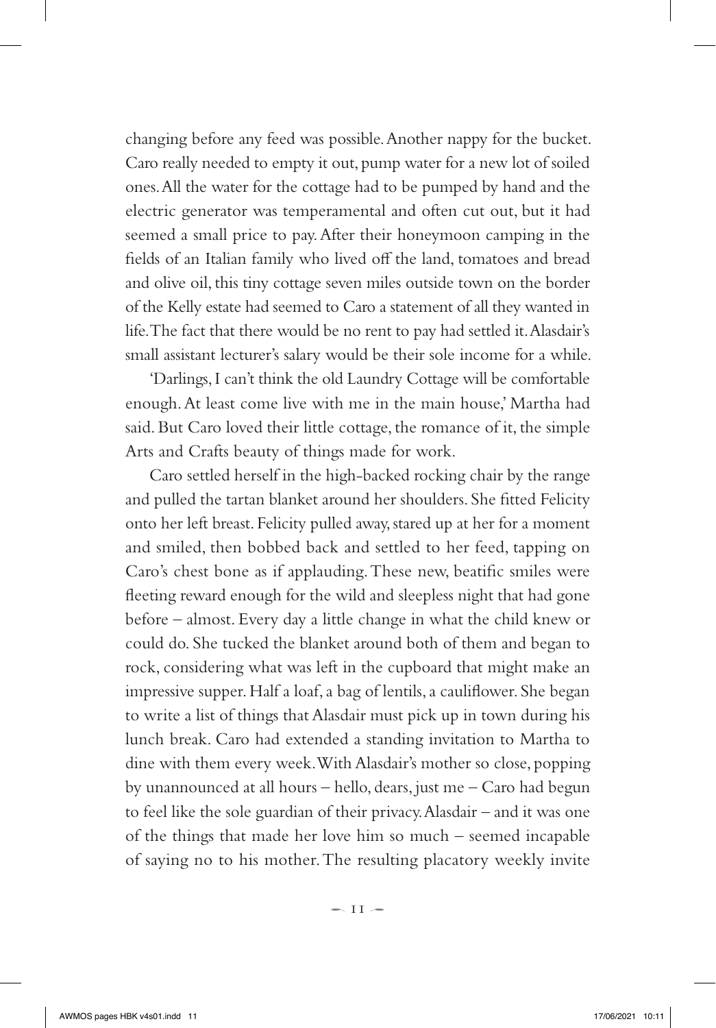changing before any feed was possible. Another nappy for the bucket. Caro really needed to empty it out, pump water for a new lot of soiled ones. All the water for the cottage had to be pumped by hand and the electric generator was temperamental and often cut out, but it had seemed a small price to pay. After their honeymoon camping in the fields of an Italian family who lived off the land, tomatoes and bread and olive oil, this tiny cottage seven miles outside town on the border of the Kelly estate had seemed to Caro a statement of all they wanted in life. The fact that there would be no rent to pay had settled it. Alasdair's small assistant lecturer's salary would be their sole income for a while.

'Darlings, I can't think the old Laundry Cottage will be comfortable enough. At least come live with me in the main house,' Martha had said. But Caro loved their little cottage, the romance of it, the simple Arts and Crafts beauty of things made for work.

Caro settled herself in the high-backed rocking chair by the range and pulled the tartan blanket around her shoulders. She fitted Felicity onto her left breast. Felicity pulled away, stared up at her for a moment and smiled, then bobbed back and settled to her feed, tapping on Caro's chest bone as if applauding. These new, beatific smiles were fleeting reward enough for the wild and sleepless night that had gone before – almost. Every day a little change in what the child knew or could do. She tucked the blanket around both of them and began to rock, considering what was left in the cupboard that might make an impressive supper. Half a loaf, a bag of lentils, a cauliflower. She began to write a list of things that Alasdair must pick up in town during his lunch break. Caro had extended a standing invitation to Martha to dine with them every week. With Alasdair's mother so close, popping by unannounced at all hours – hello, dears, just me – Caro had begun to feel like the sole guardian of their privacy. Alasdair – and it was one of the things that made her love him so much – seemed incapable of saying no to his mother. The resulting placatory weekly invite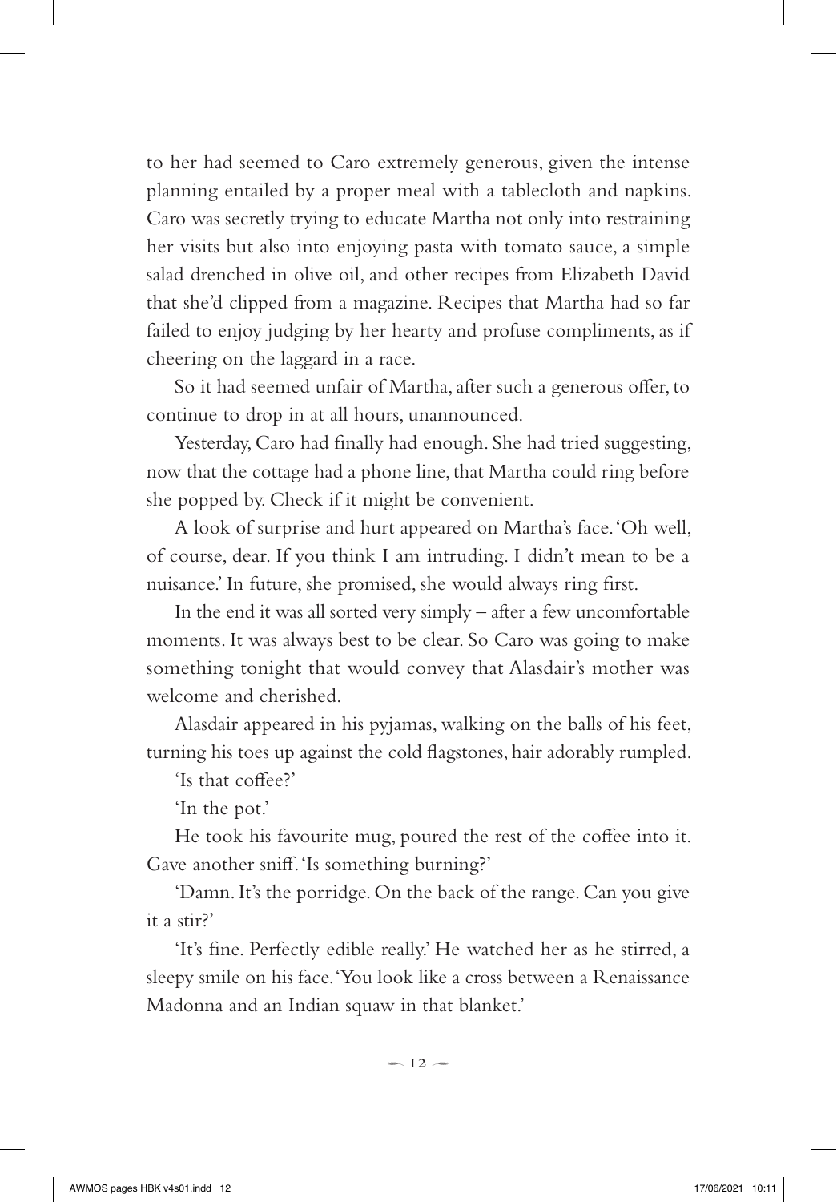to her had seemed to Caro extremely generous, given the intense planning entailed by a proper meal with a tablecloth and napkins. Caro was secretly trying to educate Martha not only into restraining her visits but also into enjoying pasta with tomato sauce, a simple salad drenched in olive oil, and other recipes from Elizabeth David that she'd clipped from a magazine. Recipes that Martha had so far failed to enjoy judging by her hearty and profuse compliments, as if cheering on the laggard in a race.

So it had seemed unfair of Martha, after such a generous offer, to continue to drop in at all hours, unannounced.

Yesterday, Caro had finally had enough. She had tried suggesting, now that the cottage had a phone line, that Martha could ring before she popped by. Check if it might be convenient.

A look of surprise and hurt appeared on Martha's face. 'Oh well, of course, dear. If you think I am intruding. I didn't mean to be a nuisance.' In future, she promised, she would always ring first.

In the end it was all sorted very simply – after a few uncomfortable moments. It was always best to be clear. So Caro was going to make something tonight that would convey that Alasdair's mother was welcome and cherished.

Alasdair appeared in his pyjamas, walking on the balls of his feet, turning his toes up against the cold flagstones, hair adorably rumpled.

'Is that coffee?'

'In the pot.'

He took his favourite mug, poured the rest of the coffee into it. Gave another sniff. 'Is something burning?'

'Damn. It's the porridge. On the back of the range. Can you give it a stir?'

'It's fine. Perfectly edible really.' He watched her as he stirred, a sleepy smile on his face. 'You look like a cross between a Renaissance Madonna and an Indian squaw in that blanket.'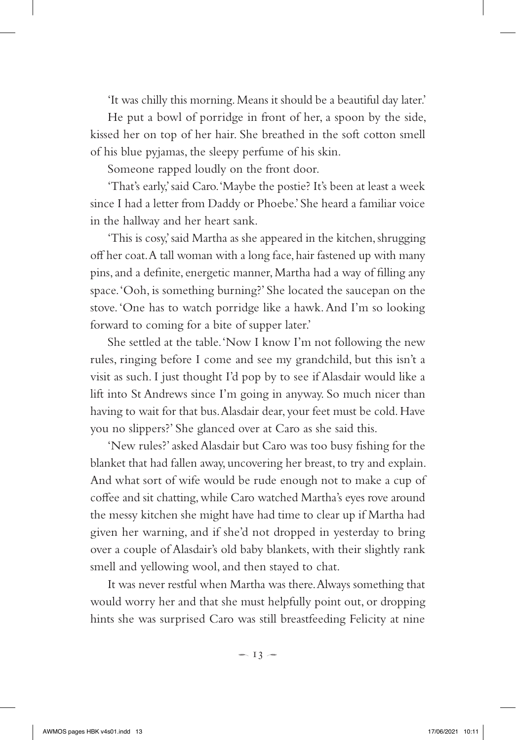'It was chilly this morning. Means it should be a beautiful day later.'

He put a bowl of porridge in front of her, a spoon by the side, kissed her on top of her hair. She breathed in the soft cotton smell of his blue pyjamas, the sleepy perfume of his skin.

Someone rapped loudly on the front door.

'That's early,' said Caro. 'Maybe the postie? It's been at least a week since I had a letter from Daddy or Phoebe.' She heard a familiar voice in the hallway and her heart sank.

'This is cosy,' said Martha as she appeared in the kitchen, shrugging off her coat. A tall woman with a long face, hair fastened up with many pins, and a definite, energetic manner, Martha had a way of filling any space. 'Ooh, is something burning?' She located the saucepan on the stove. 'One has to watch porridge like a hawk. And I'm so looking forward to coming for a bite of supper later.'

She settled at the table. 'Now I know I'm not following the new rules, ringing before I come and see my grandchild, but this isn't a visit as such. I just thought I'd pop by to see if Alasdair would like a lift into St Andrews since I'm going in anyway. So much nicer than having to wait for that bus. Alasdair dear, your feet must be cold. Have you no slippers?' She glanced over at Caro as she said this.

'New rules?' asked Alasdair but Caro was too busy fishing for the blanket that had fallen away, uncovering her breast, to try and explain. And what sort of wife would be rude enough not to make a cup of coffee and sit chatting, while Caro watched Martha's eyes rove around the messy kitchen she might have had time to clear up if Martha had given her warning, and if she'd not dropped in yesterday to bring over a couple of Alasdair's old baby blankets, with their slightly rank smell and yellowing wool, and then stayed to chat.

It was never restful when Martha was there. Always something that would worry her and that she must helpfully point out, or dropping hints she was surprised Caro was still breastfeeding Felicity at nine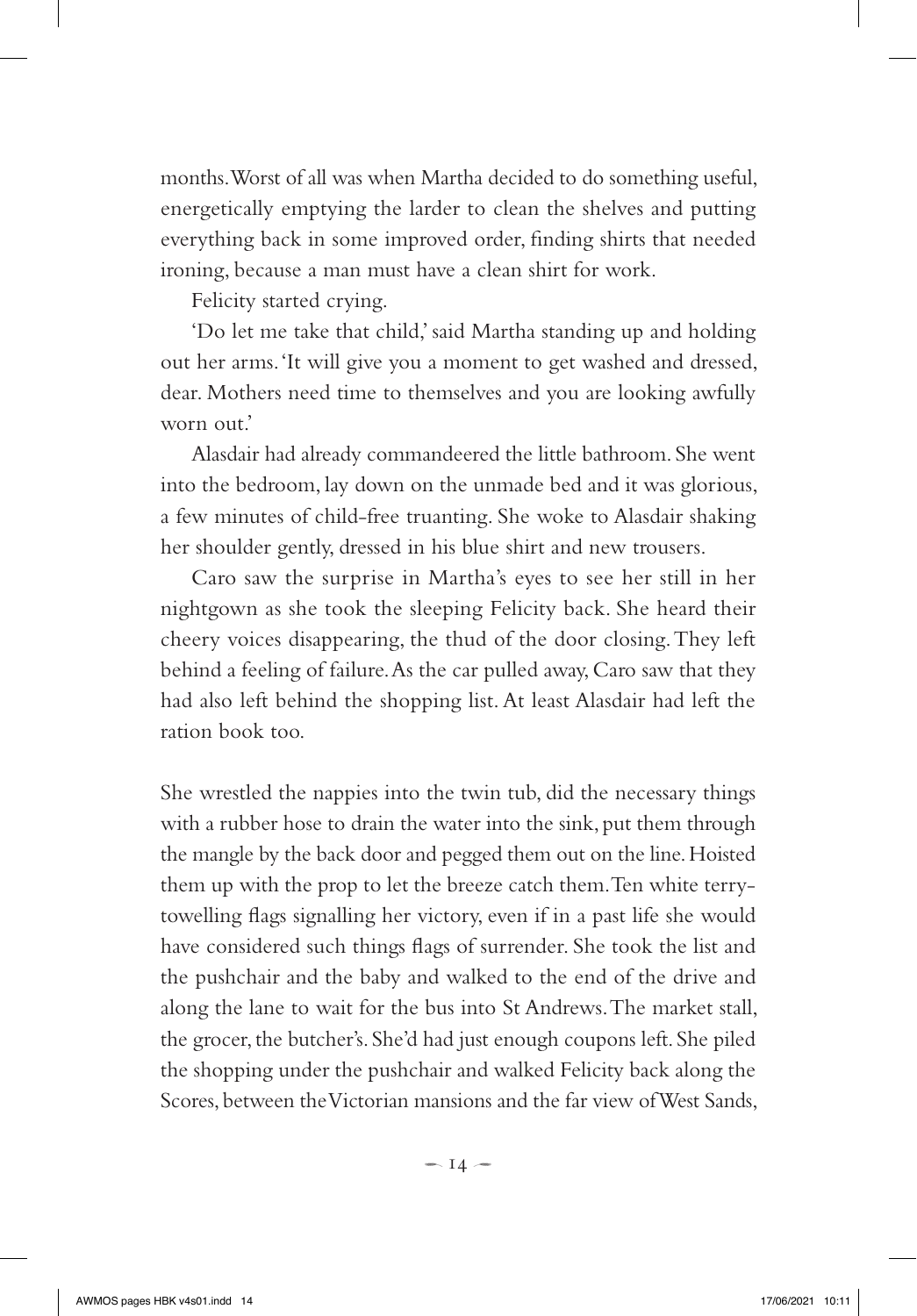months. Worst of all was when Martha decided to do something useful, energetically emptying the larder to clean the shelves and putting everything back in some improved order, finding shirts that needed ironing, because a man must have a clean shirt for work.

Felicity started crying.

'Do let me take that child,' said Martha standing up and holding out her arms. 'It will give you a moment to get washed and dressed, dear. Mothers need time to themselves and you are looking awfully worn out.'

Alasdair had already commandeered the little bathroom. She went into the bedroom, lay down on the unmade bed and it was glorious, a few minutes of child-free truanting. She woke to Alasdair shaking her shoulder gently, dressed in his blue shirt and new trousers.

Caro saw the surprise in Martha's eyes to see her still in her nightgown as she took the sleeping Felicity back. She heard their cheery voices disappearing, the thud of the door closing. They left behind a feeling of failure. As the car pulled away, Caro saw that they had also left behind the shopping list. At least Alasdair had left the ration book too.

She wrestled the nappies into the twin tub, did the necessary things with a rubber hose to drain the water into the sink, put them through the mangle by the back door and pegged them out on the line. Hoisted them up with the prop to let the breeze catch them. Ten white terry-towelling flags signalling her victory, even if in a past life she would have considered such things flags of surrender. She took the list and the pushchair and the baby and walked to the end of the drive and along the lane to wait for the bus into St Andrews. The market stall, the grocer, the butcher's. She'd had just enough coupons left. She piled the shopping under the pushchair and walked Felicity back along the Scores, between the Victorian mansions and the far view of West Sands,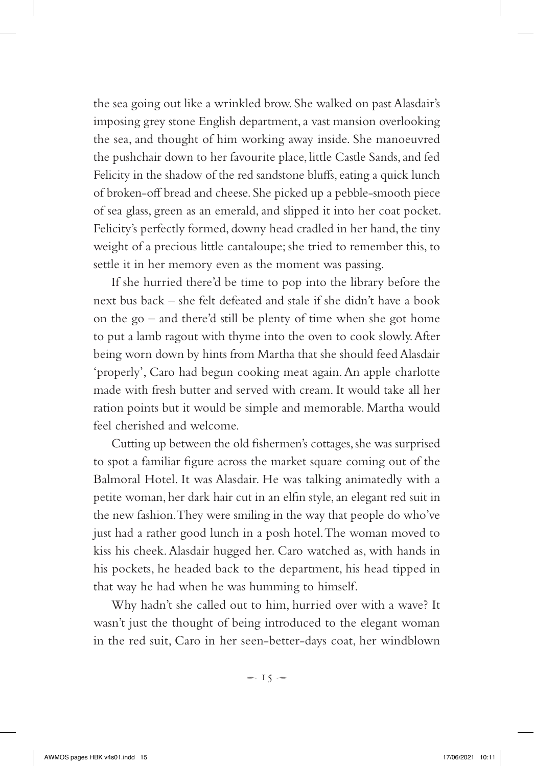the sea going out like a wrinkled brow. She walked on past Alasdair's imposing grey stone English department, a vast mansion overlooking the sea, and thought of him working away inside. She manoeuvred the pushchair down to her favourite place, little Castle Sands, and fed Felicity in the shadow of the red sandstone bluffs, eating a quick lunch of broken-off bread and cheese. She picked up a pebble-smooth piece of sea glass, green as an emerald, and slipped it into her coat pocket. Felicity's perfectly formed, downy head cradled in her hand, the tiny weight of a precious little cantaloupe; she tried to remember this, to settle it in her memory even as the moment was passing.

If she hurried there'd be time to pop into the library before the next bus back – she felt defeated and stale if she didn't have a book on the go – and there'd still be plenty of time when she got home to put a lamb ragout with thyme into the oven to cook slowly. After being worn down by hints from Martha that she should feed Alasdair 'properly', Caro had begun cooking meat again. An apple charlotte made with fresh butter and served with cream. It would take all her ration points but it would be simple and memorable. Martha would feel cherished and welcome.

Cutting up between the old fishermen's cottages, she was surprised to spot a familiar figure across the market square coming out of the Balmoral Hotel. It was Alasdair. He was talking animatedly with a petite woman, her dark hair cut in an elfin style, an elegant red suit in the new fashion. They were smiling in the way that people do who've just had a rather good lunch in a posh hotel. The woman moved to kiss his cheek. Alasdair hugged her. Caro watched as, with hands in his pockets, he headed back to the department, his head tipped in that way he had when he was humming to himself.

Why hadn't she called out to him, hurried over with a wave? It wasn't just the thought of being introduced to the elegant woman in the red suit, Caro in her seen-better-days coat, her windblown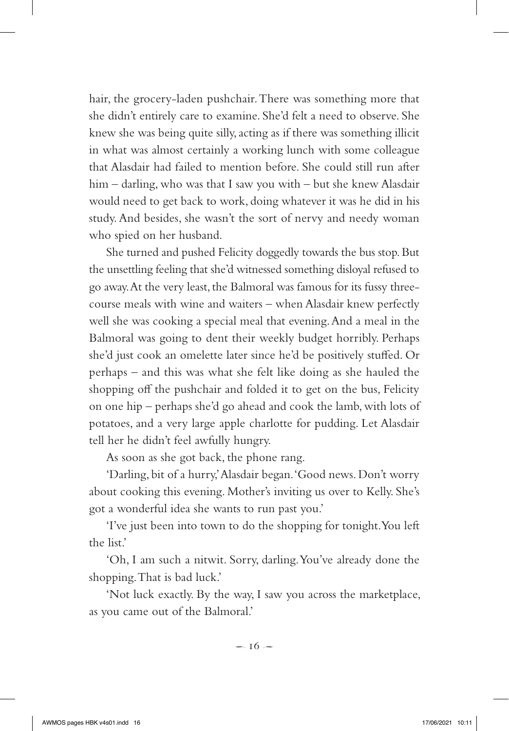hair, the grocery-laden pushchair. There was something more that she didn't entirely care to examine. She'd felt a need to observe. She knew she was being quite silly, acting as if there was something illicit in what was almost certainly a working lunch with some colleague that Alasdair had failed to mention before. She could still run after him – darling, who was that I saw you with – but she knew Alasdair would need to get back to work, doing whatever it was he did in his study. And besides, she wasn't the sort of nervy and needy woman who spied on her husband.

She turned and pushed Felicity doggedly towards the bus stop. But the unsettling feeling that she'd witnessed something disloyal refused to go away. At the very least, the Balmoral was famous for its fussy three-course meals with wine and waiters – when Alasdair knew perfectly well she was cooking a special meal that evening. And a meal in the Balmoral was going to dent their weekly budget horribly. Perhaps she'd just cook an omelette later since he'd be positively stuffed. Or perhaps – and this was what she felt like doing as she hauled the shopping off the pushchair and folded it to get on the bus, Felicity on one hip – perhaps she'd go ahead and cook the lamb, with lots of potatoes, and a very large apple charlotte for pudding. Let Alasdair tell her he didn't feel awfully hungry.

As soon as she got back, the phone rang.

'Darling, bit of a hurry,' Alasdair began. 'Good news. Don't worry about cooking this evening. Mother's inviting us over to Kelly. She's got a wonderful idea she wants to run past you.'

'I've just been into town to do the shopping for tonight. You left the list.'

'Oh, I am such a nitwit. Sorry, darling. You've already done the shopping. That is bad luck.'

'Not luck exactly. By the way, I saw you across the marketplace, as you came out of the Balmoral.'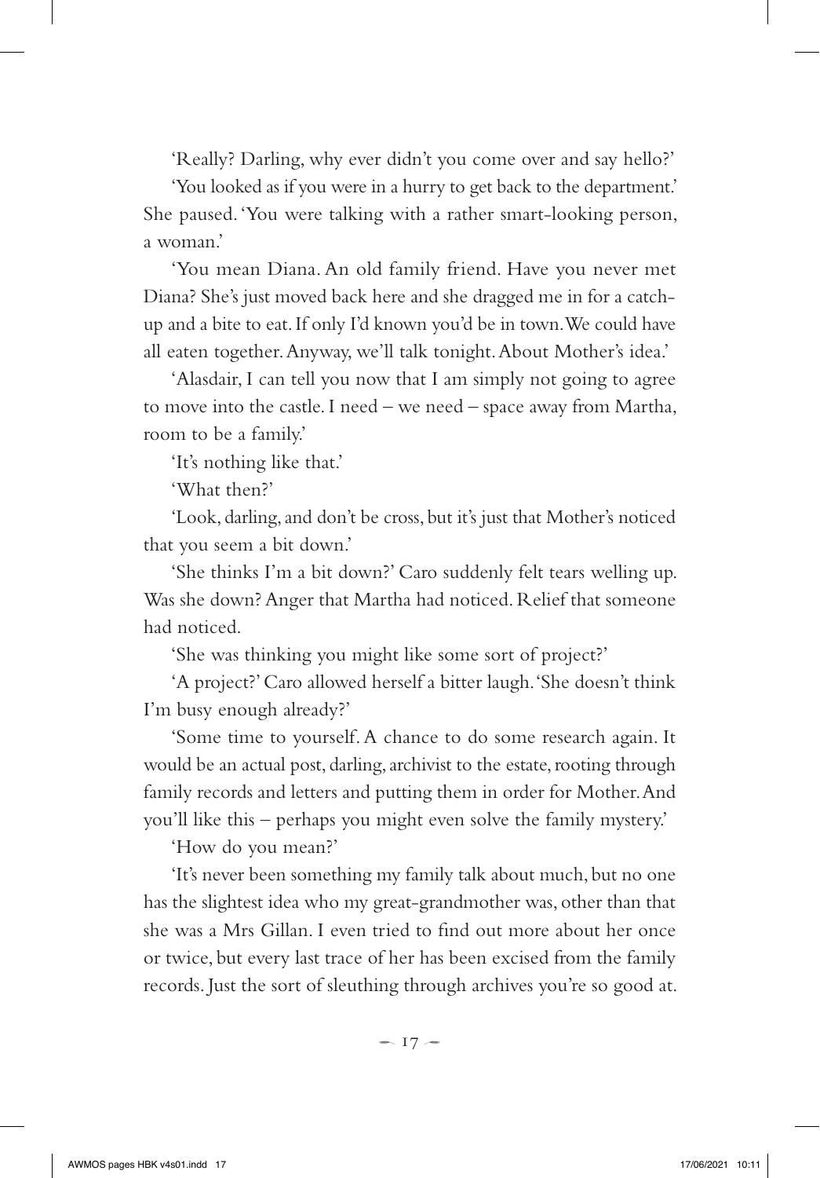'Really? Darling, why ever didn't you come over and say hello?'

'You looked as if you were in a hurry to get back to the department.' She paused. 'You were talking with a rather smart-looking person, a woman.'

'You mean Diana. An old family friend. Have you never met Diana? She's just moved back here and she dragged me in for a catch-up and a bite to eat. If only I'd known you'd be in town. We could have all eaten together. Anyway, we'll talk tonight. About Mother's idea.'

'Alasdair, I can tell you now that I am simply not going to agree to move into the castle. I need – we need – space away from Martha, room to be a family.'

'It's nothing like that.'

'What then?'

'Look, darling, and don't be cross, but it's just that Mother's noticed that you seem a bit down.'

'She thinks I'm a bit down?' Caro suddenly felt tears welling up. Was she down? Anger that Martha had noticed. Relief that someone had noticed.

'She was thinking you might like some sort of project?'

'A project?' Caro allowed herself a bitter laugh. 'She doesn't think I'm busy enough already?'

'Some time to yourself. A chance to do some research again. It would be an actual post, darling, archivist to the estate, rooting through family records and letters and putting them in order for Mother. And you'll like this – perhaps you might even solve the family mystery.'

'How do you mean?'

'It's never been something my family talk about much, but no one has the slightest idea who my great-grandmother was, other than that she was a Mrs Gillan. I even tried to find out more about her once or twice, but every last trace of her has been excised from the family records. Just the sort of sleuthing through archives you're so good at.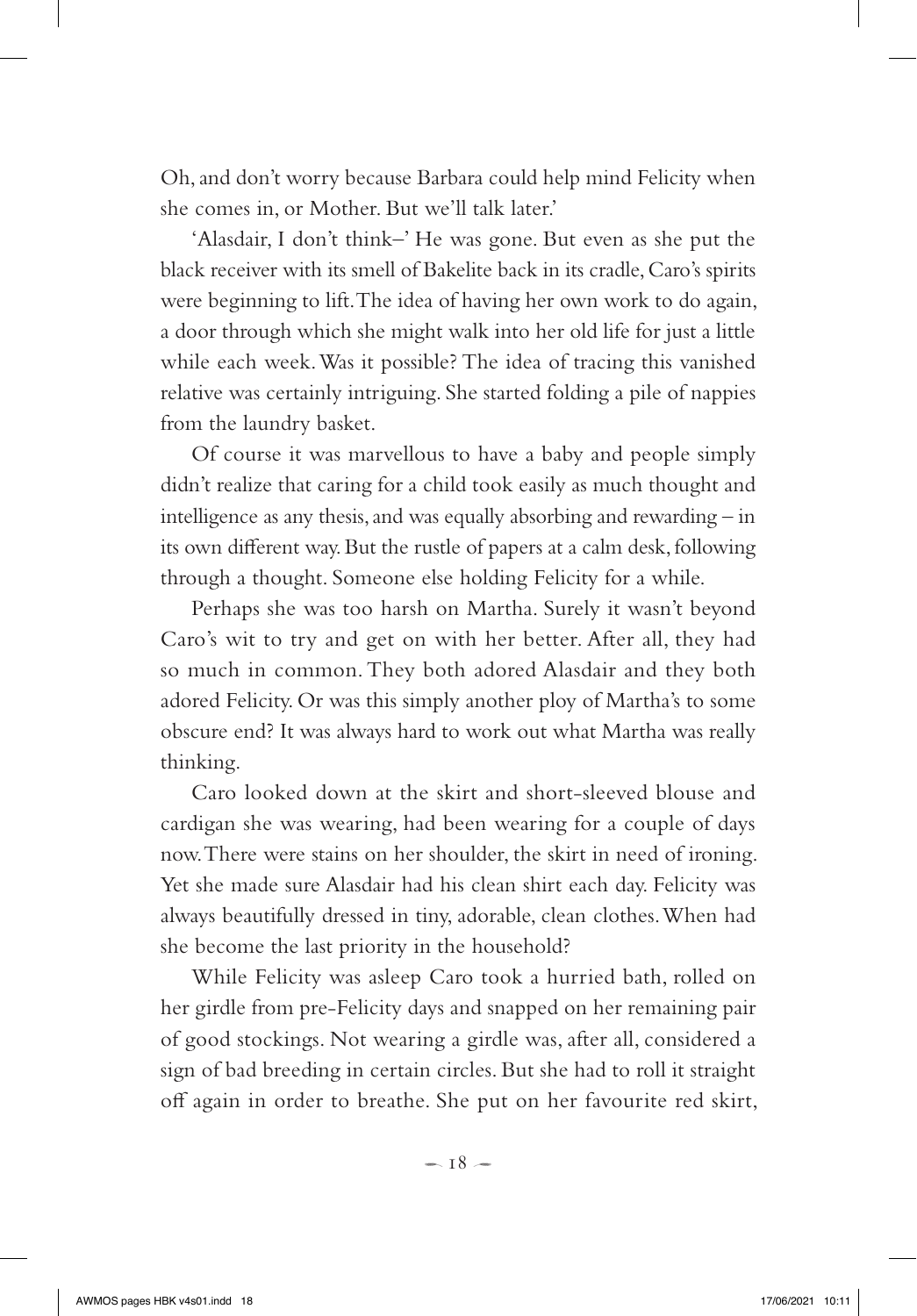Oh, and don't worry because Barbara could help mind Felicity when she comes in, or Mother. But we'll talk later.'

'Alasdair, I don't think–' He was gone. But even as she put the black receiver with its smell of Bakelite back in its cradle, Caro's spirits were beginning to lift. The idea of having her own work to do again, a door through which she might walk into her old life for just a little while each week. Was it possible? The idea of tracing this vanished relative was certainly intriguing. She started folding a pile of nappies from the laundry basket.

Of course it was marvellous to have a baby and people simply didn't realize that caring for a child took easily as much thought and intelligence as any thesis, and was equally absorbing and rewarding – in its own different way. But the rustle of papers at a calm desk, following through a thought. Someone else holding Felicity for a while.

Perhaps she was too harsh on Martha. Surely it wasn't beyond Caro's wit to try and get on with her better. After all, they had so much in common. They both adored Alasdair and they both adored Felicity. Or was this simply another ploy of Martha's to some obscure end? It was always hard to work out what Martha was really thinking.

Caro looked down at the skirt and short-sleeved blouse and cardigan she was wearing, had been wearing for a couple of days now. There were stains on her shoulder, the skirt in need of ironing. Yet she made sure Alasdair had his clean shirt each day. Felicity was always beautifully dressed in tiny, adorable, clean clothes. When had she become the last priority in the household?

While Felicity was asleep Caro took a hurried bath, rolled on her girdle from pre-Felicity days and snapped on her remaining pair of good stockings. Not wearing a girdle was, after all, considered a sign of bad breeding in certain circles. But she had to roll it straight off again in order to breathe. She put on her favourite red skirt,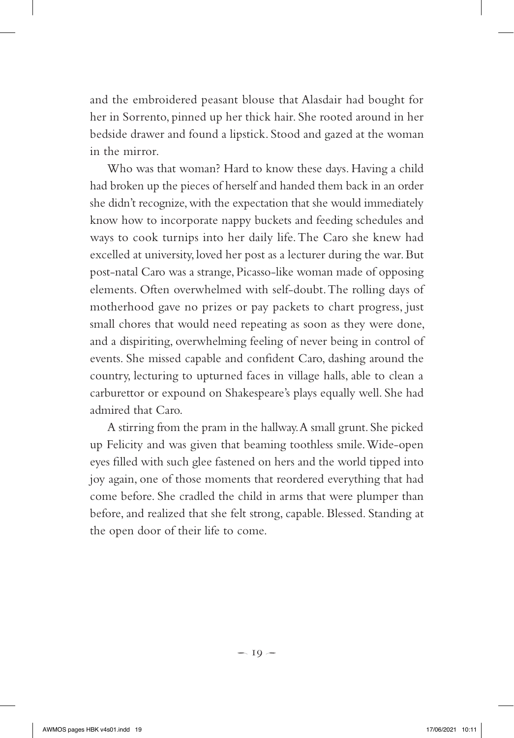and the embroidered peasant blouse that Alasdair had bought for her in Sorrento, pinned up her thick hair. She rooted around in her bedside drawer and found a lipstick. Stood and gazed at the woman in the mirror.

Who was that woman? Hard to know these days. Having a child had broken up the pieces of herself and handed them back in an order she didn't recognize, with the expectation that she would immediately know how to incorporate nappy buckets and feeding schedules and ways to cook turnips into her daily life. The Caro she knew had excelled at university, loved her post as a lecturer during the war. But post-natal Caro was a strange, Picasso-like woman made of opposing elements. Often overwhelmed with self-doubt. The rolling days of motherhood gave no prizes or pay packets to chart progress, just small chores that would need repeating as soon as they were done, and a dispiriting, overwhelming feeling of never being in control of events. She missed capable and confident Caro, dashing around the country, lecturing to upturned faces in village halls, able to clean a carburettor or expound on Shakespeare's plays equally well. She had admired that Caro.

A stirring from the pram in the hallway. A small grunt. She picked up Felicity and was given that beaming toothless smile. Wide-open eyes filled with such glee fastened on hers and the world tipped into joy again, one of those moments that reordered everything that had come before. She cradled the child in arms that were plumper than before, and realized that she felt strong, capable. Blessed. Standing at the open door of their life to come.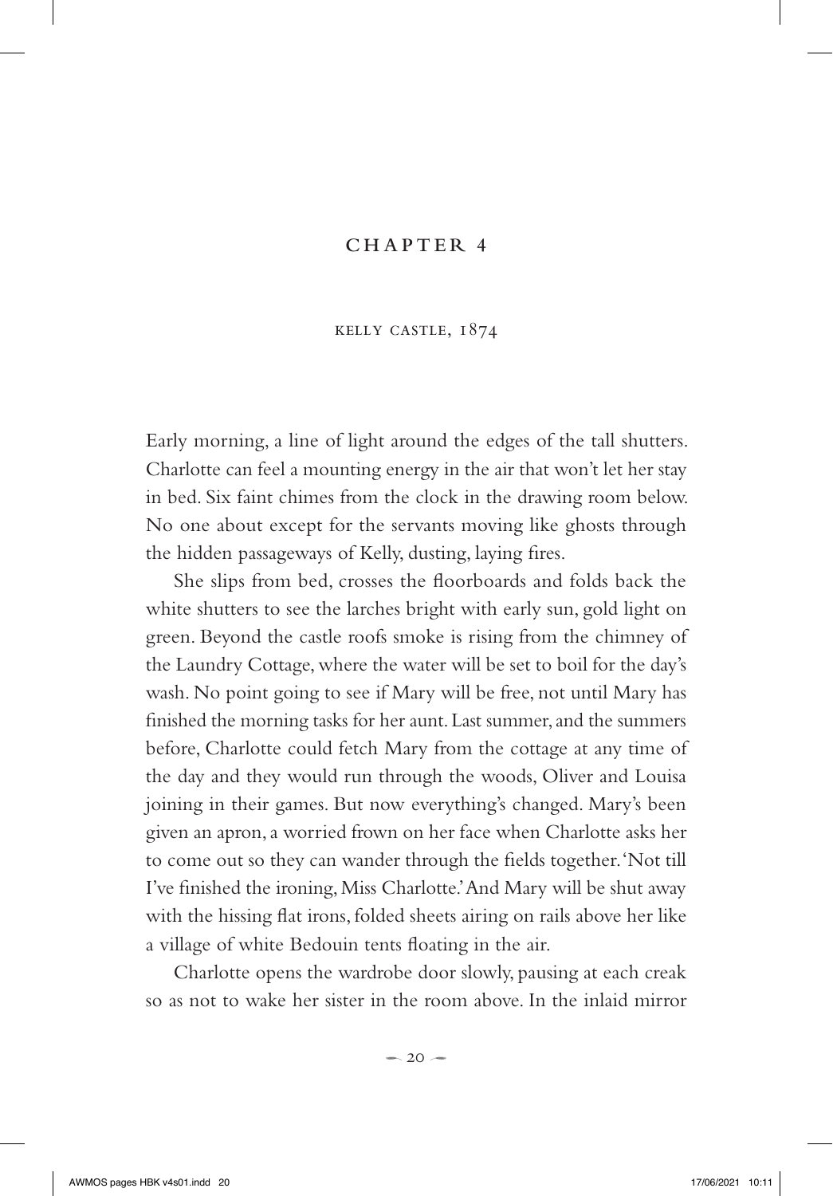# CHAPTER 4

## KELLY CASTLE, 1874

Early morning, a line of light around the edges of the tall shutters. Charlotte can feel a mounting energy in the air that won't let her stay in bed. Six faint chimes from the clock in the drawing room below. No one about except for the servants moving like ghosts through the hidden passageways of Kelly, dusting, laying fires.

She slips from bed, crosses the floorboards and folds back the white shutters to see the larches bright with early sun, gold light on green. Beyond the castle roofs smoke is rising from the chimney of the Laundry Cottage, where the water will be set to boil for the day's wash. No point going to see if Mary will be free, not until Mary has finished the morning tasks for her aunt. Last summer, and the summers before, Charlotte could fetch Mary from the cottage at any time of the day and they would run through the woods, Oliver and Louisa joining in their games. But now everything's changed. Mary's been given an apron, a worried frown on her face when Charlotte asks her to come out so they can wander through the fields together. 'Not till I've finished the ironing, Miss Charlotte.' And Mary will be shut away with the hissing flat irons, folded sheets airing on rails above her like a village of white Bedouin tents floating in the air.

Charlotte opens the wardrobe door slowly, pausing at each creak so as not to wake her sister in the room above. In the inlaid mirror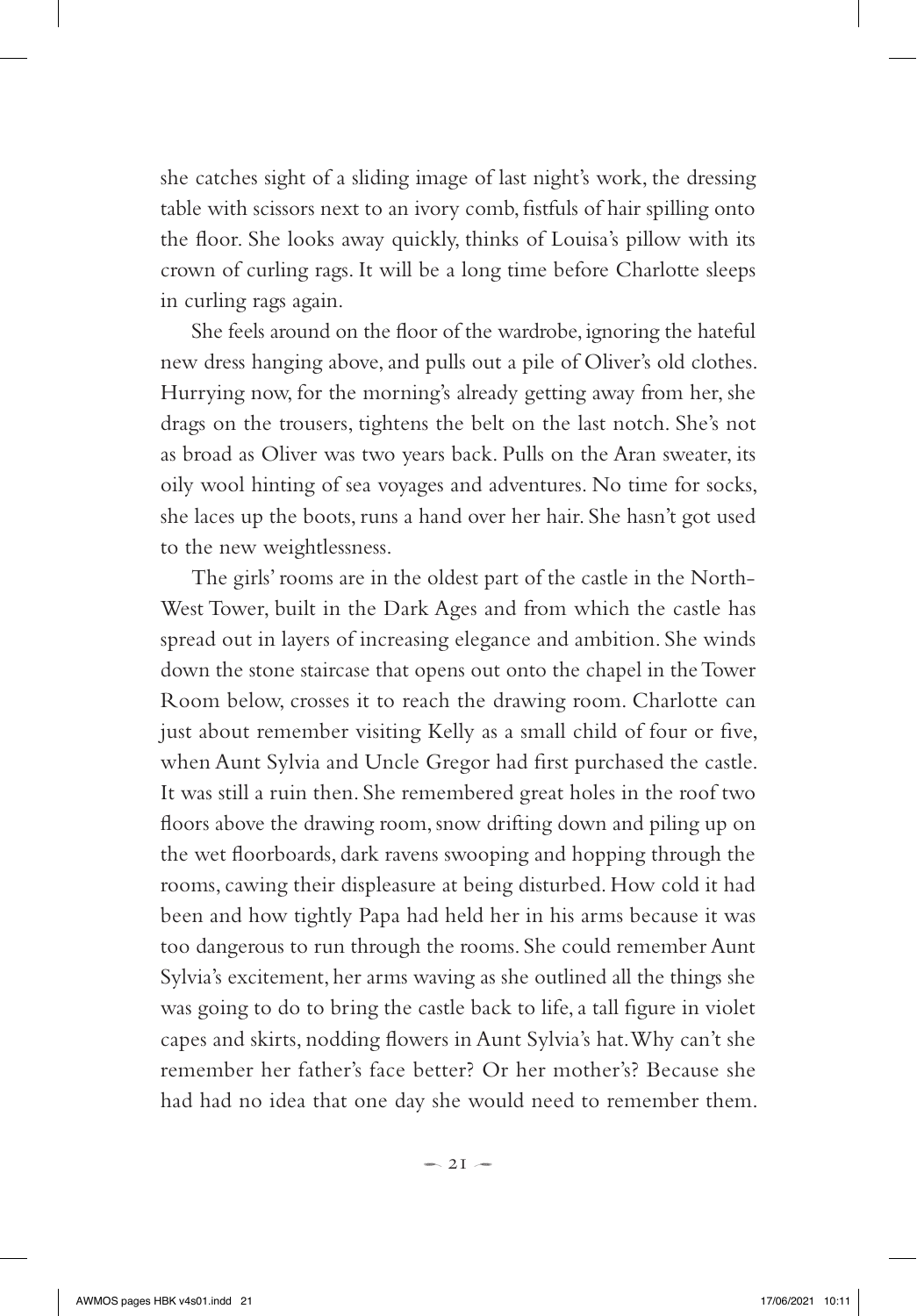she catches sight of a sliding image of last night's work, the dressing table with scissors next to an ivory comb, fistfuls of hair spilling onto the floor. She looks away quickly, thinks of Louisa's pillow with its crown of curling rags. It will be a long time before Charlotte sleeps in curling rags again.

She feels around on the floor of the wardrobe, ignoring the hateful new dress hanging above, and pulls out a pile of Oliver's old clothes. Hurrying now, for the morning's already getting away from her, she drags on the trousers, tightens the belt on the last notch. She's not as broad as Oliver was two years back. Pulls on the Aran sweater, its oily wool hinting of sea voyages and adventures. No time for socks, she laces up the boots, runs a hand over her hair. She hasn't got used to the new weightlessness.

The girls' rooms are in the oldest part of the castle in the North-West Tower, built in the Dark Ages and from which the castle has spread out in layers of increasing elegance and ambition. She winds down the stone staircase that opens out onto the chapel in the Tower Room below, crosses it to reach the drawing room. Charlotte can just about remember visiting Kelly as a small child of four or five, when Aunt Sylvia and Uncle Gregor had first purchased the castle. It was still a ruin then. She remembered great holes in the roof two floors above the drawing room, snow drifting down and piling up on the wet floorboards, dark ravens swooping and hopping through the rooms, cawing their displeasure at being disturbed. How cold it had been and how tightly Papa had held her in his arms because it was too dangerous to run through the rooms. She could remember Aunt Sylvia's excitement, her arms waving as she outlined all the things she was going to do to bring the castle back to life, a tall figure in violet capes and skirts, nodding flowers in Aunt Sylvia's hat. Why can't she remember her father's face better? Or her mother's? Because she had had no idea that one day she would need to remember them.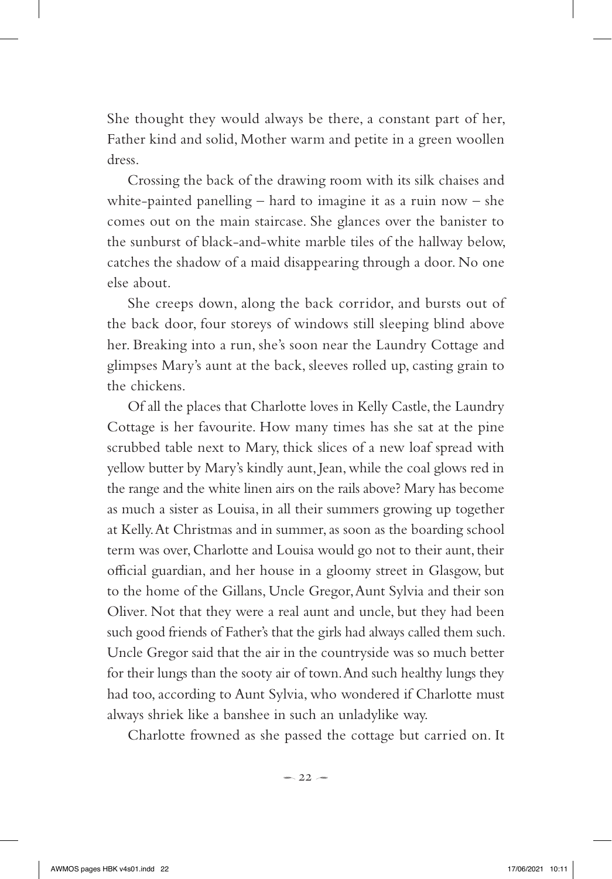She thought they would always be there, a constant part of her, Father kind and solid, Mother warm and petite in a green woollen dress.

Crossing the back of the drawing room with its silk chaises and white-painted panelling – hard to imagine it as a ruin now – she comes out on the main staircase. She glances over the banister to the sunburst of black-and-white marble tiles of the hallway below, catches the shadow of a maid disappearing through a door. No one else about.

She creeps down, along the back corridor, and bursts out of the back door, four storeys of windows still sleeping blind above her. Breaking into a run, she's soon near the Laundry Cottage and glimpses Mary's aunt at the back, sleeves rolled up, casting grain to the chickens.

Of all the places that Charlotte loves in Kelly Castle, the Laundry Cottage is her favourite. How many times has she sat at the pine scrubbed table next to Mary, thick slices of a new loaf spread with yellow butter by Mary's kindly aunt, Jean, while the coal glows red in the range and the white linen airs on the rails above? Mary has become as much a sister as Louisa, in all their summers growing up together at Kelly. At Christmas and in summer, as soon as the boarding school term was over, Charlotte and Louisa would go not to their aunt, their official guardian, and her house in a gloomy street in Glasgow, but to the home of the Gillans, Uncle Gregor, Aunt Sylvia and their son Oliver. Not that they were a real aunt and uncle, but they had been such good friends of Father's that the girls had always called them such. Uncle Gregor said that the air in the countryside was so much better for their lungs than the sooty air of town. And such healthy lungs they had too, according to Aunt Sylvia, who wondered if Charlotte must always shriek like a banshee in such an unladylike way.

Charlotte frowned as she passed the cottage but carried on. It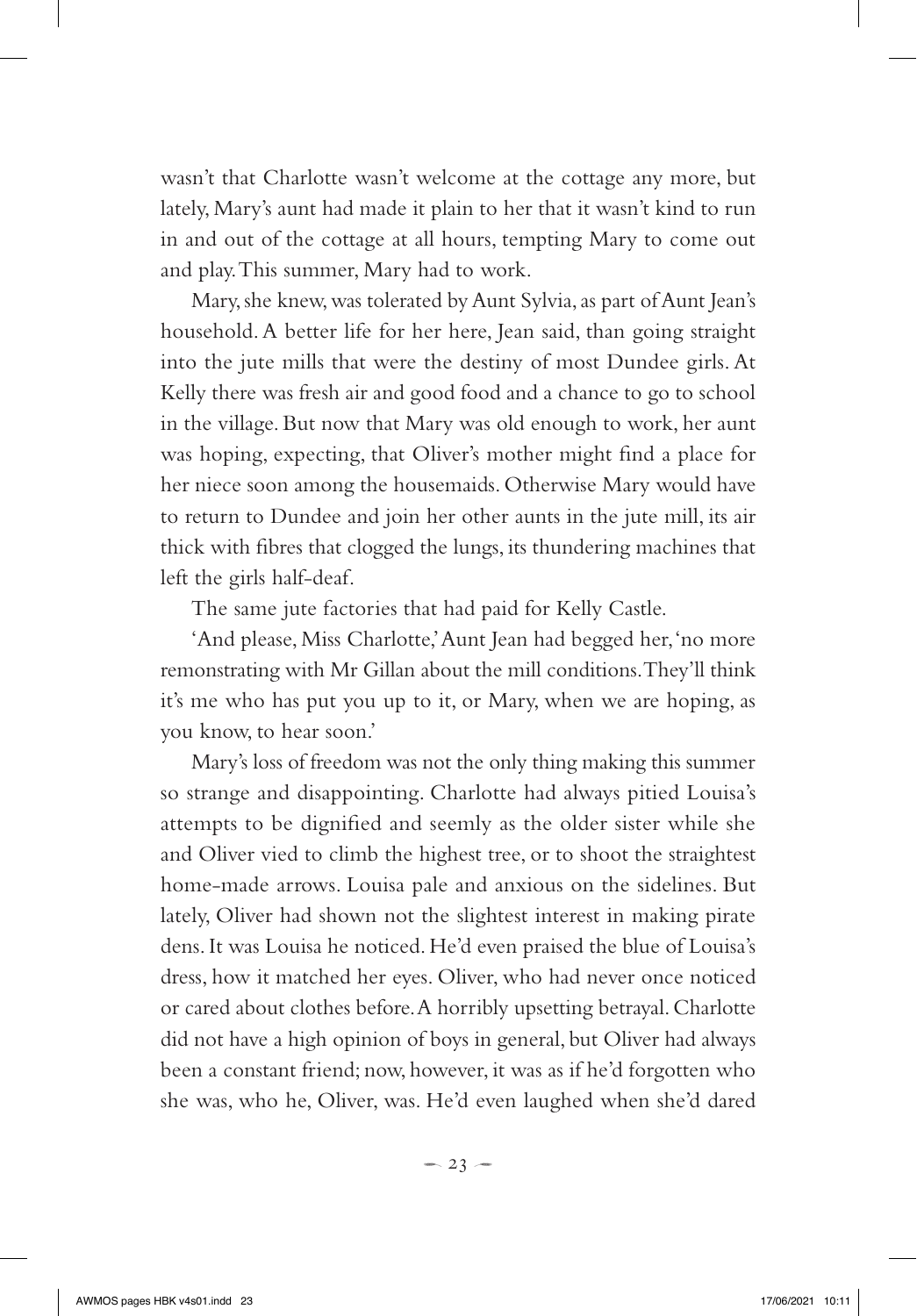wasn't that Charlotte wasn't welcome at the cottage any more, but lately, Mary's aunt had made it plain to her that it wasn't kind to run in and out of the cottage at all hours, tempting Mary to come out and play. This summer, Mary had to work.

Mary, she knew, was tolerated by Aunt Sylvia, as part of Aunt Jean's household. A better life for her here, Jean said, than going straight into the jute mills that were the destiny of most Dundee girls. At Kelly there was fresh air and good food and a chance to go to school in the village. But now that Mary was old enough to work, her aunt was hoping, expecting, that Oliver's mother might find a place for her niece soon among the housemaids. Otherwise Mary would have to return to Dundee and join her other aunts in the jute mill, its air thick with fibres that clogged the lungs, its thundering machines that left the girls half-deaf.

The same jute factories that had paid for Kelly Castle.

'And please, Miss Charlotte,' Aunt Jean had begged her, 'no more remonstrating with Mr Gillan about the mill conditions. They'll think it's me who has put you up to it, or Mary, when we are hoping, as you know, to hear soon.'

Mary's loss of freedom was not the only thing making this summer so strange and disappointing. Charlotte had always pitied Louisa's attempts to be dignified and seemly as the older sister while she and Oliver vied to climb the highest tree, or to shoot the straightest home-made arrows. Louisa pale and anxious on the sidelines. But lately, Oliver had shown not the slightest interest in making pirate dens. It was Louisa he noticed. He'd even praised the blue of Louisa's dress, how it matched her eyes. Oliver, who had never once noticed or cared about clothes before. A horribly upsetting betrayal. Charlotte did not have a high opinion of boys in general, but Oliver had always been a constant friend; now, however, it was as if he'd forgotten who she was, who he, Oliver, was. He'd even laughed when she'd dared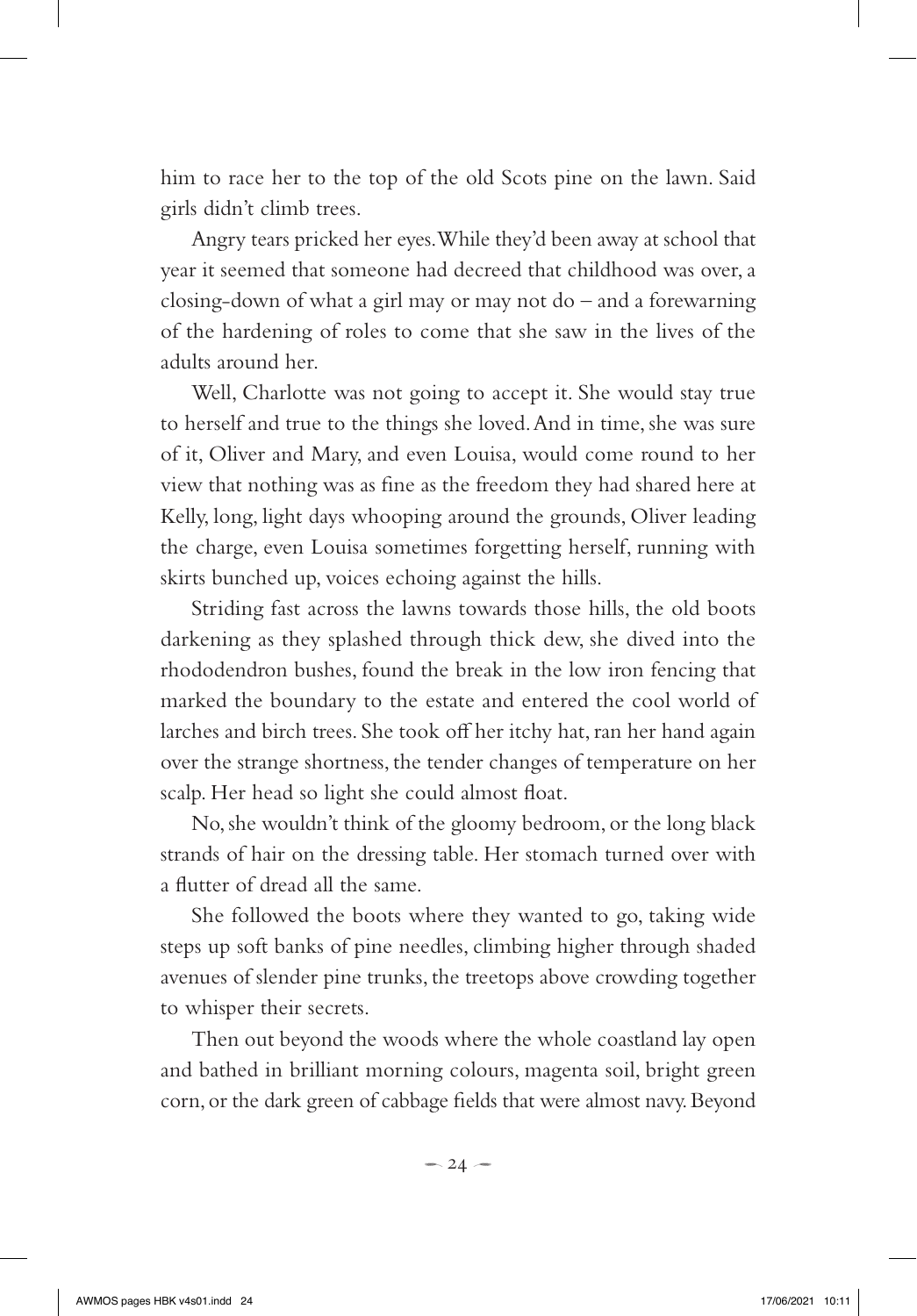him to race her to the top of the old Scots pine on the lawn. Said girls didn't climb trees.

Angry tears pricked her eyes. While they'd been away at school that year it seemed that someone had decreed that childhood was over, a closing-down of what a girl may or may not do – and a forewarning of the hardening of roles to come that she saw in the lives of the adults around her.

Well, Charlotte was not going to accept it. She would stay true to herself and true to the things she loved. And in time, she was sure of it, Oliver and Mary, and even Louisa, would come round to her view that nothing was as fine as the freedom they had shared here at Kelly, long, light days whooping around the grounds, Oliver leading the charge, even Louisa sometimes forgetting herself, running with skirts bunched up, voices echoing against the hills.

Striding fast across the lawns towards those hills, the old boots darkening as they splashed through thick dew, she dived into the rhododendron bushes, found the break in the low iron fencing that marked the boundary to the estate and entered the cool world of larches and birch trees. She took off her itchy hat, ran her hand again over the strange shortness, the tender changes of temperature on her scalp. Her head so light she could almost float.

No, she wouldn't think of the gloomy bedroom, or the long black strands of hair on the dressing table. Her stomach turned over with a flutter of dread all the same.

She followed the boots where they wanted to go, taking wide steps up soft banks of pine needles, climbing higher through shaded avenues of slender pine trunks, the treetops above crowding together to whisper their secrets.

Then out beyond the woods where the whole coastland lay open and bathed in brilliant morning colours, magenta soil, bright green corn, or the dark green of cabbage fields that were almost navy. Beyond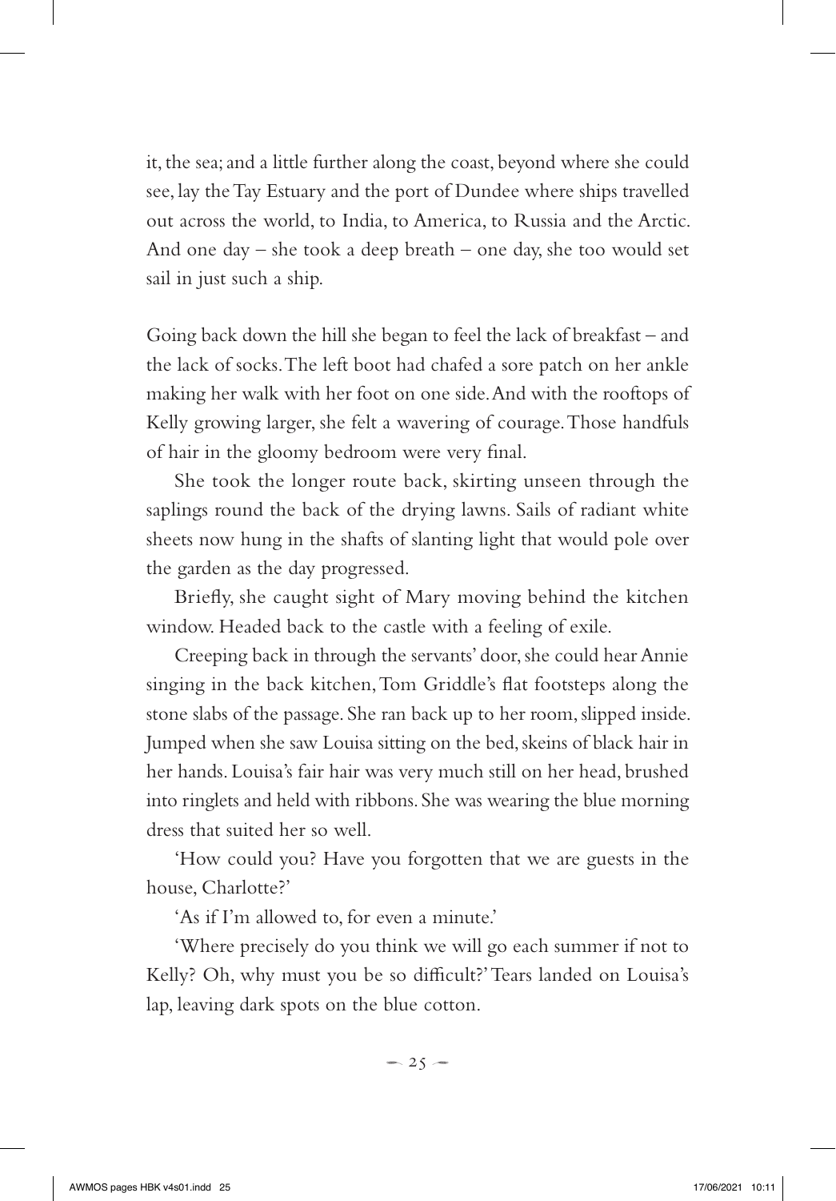it, the sea; and a little further along the coast, beyond where she could see, lay the Tay Estuary and the port of Dundee where ships travelled out across the world, to India, to America, to Russia and the Arctic. And one day – she took a deep breath – one day, she too would set sail in just such a ship.

Going back down the hill she began to feel the lack of breakfast – and the lack of socks. The left boot had chafed a sore patch on her ankle making her walk with her foot on one side. And with the rooftops of Kelly growing larger, she felt a wavering of courage. Those handfuls of hair in the gloomy bedroom were very final.

She took the longer route back, skirting unseen through the saplings round the back of the drying lawns. Sails of radiant white sheets now hung in the shafts of slanting light that would pole over the garden as the day progressed.

Briefly, she caught sight of Mary moving behind the kitchen window. Headed back to the castle with a feeling of exile.

Creeping back in through the servants' door, she could hear Annie singing in the back kitchen, Tom Griddle's flat footsteps along the stone slabs of the passage. She ran back up to her room, slipped inside. Jumped when she saw Louisa sitting on the bed, skeins of black hair in her hands. Louisa's fair hair was very much still on her head, brushed into ringlets and held with ribbons. She was wearing the blue morning dress that suited her so well.

'How could you? Have you forgotten that we are guests in the house, Charlotte?'

'As if I'm allowed to, for even a minute.'

'Where precisely do you think we will go each summer if not to Kelly? Oh, why must you be so difficult?' Tears landed on Louisa's lap, leaving dark spots on the blue cotton.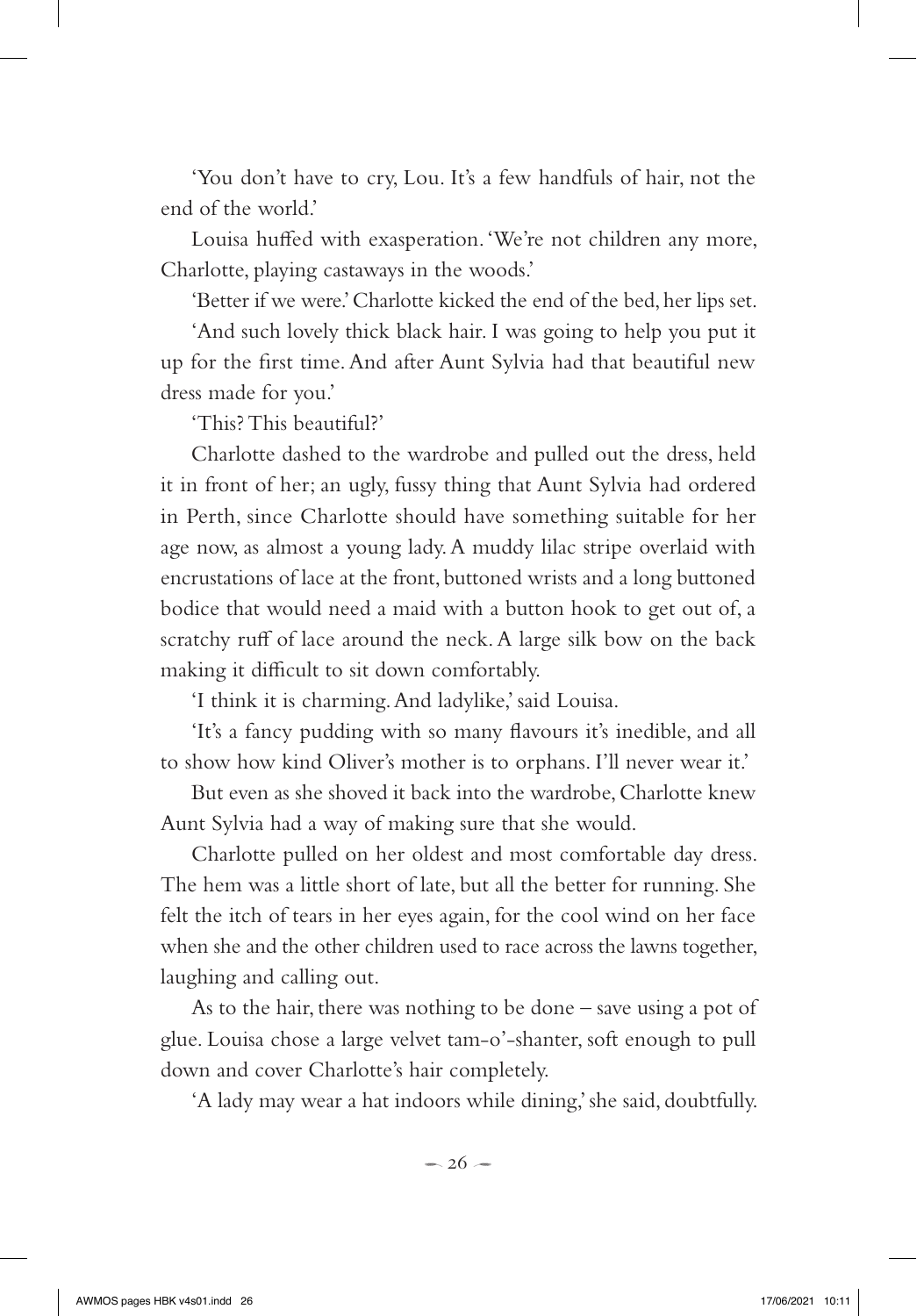'You don't have to cry, Lou. It's a few handfuls of hair, not the end of the world.'

Louisa huffed with exasperation. 'We're not children any more, Charlotte, playing castaways in the woods.'

'Better if we were.' Charlotte kicked the end of the bed, her lips set.

'And such lovely thick black hair. I was going to help you put it up for the first time. And after Aunt Sylvia had that beautiful new dress made for you.'

'This? This beautiful?'

Charlotte dashed to the wardrobe and pulled out the dress, held it in front of her; an ugly, fussy thing that Aunt Sylvia had ordered in Perth, since Charlotte should have something suitable for her age now, as almost a young lady. A muddy lilac stripe overlaid with encrustations of lace at the front, buttoned wrists and a long buttoned bodice that would need a maid with a button hook to get out of, a scratchy ruff of lace around the neck. A large silk bow on the back making it difficult to sit down comfortably.

'I think it is charming. And ladylike,' said Louisa.

'It's a fancy pudding with so many flavours it's inedible, and all to show how kind Oliver's mother is to orphans. I'll never wear it.'

But even as she shoved it back into the wardrobe, Charlotte knew Aunt Sylvia had a way of making sure that she would.

Charlotte pulled on her oldest and most comfortable day dress. The hem was a little short of late, but all the better for running. She felt the itch of tears in her eyes again, for the cool wind on her face when she and the other children used to race across the lawns together, laughing and calling out.

As to the hair, there was nothing to be done – save using a pot of glue. Louisa chose a large velvet tam-o'-shanter, soft enough to pull down and cover Charlotte's hair completely.

'A lady may wear a hat indoors while dining,' she said, doubtfully.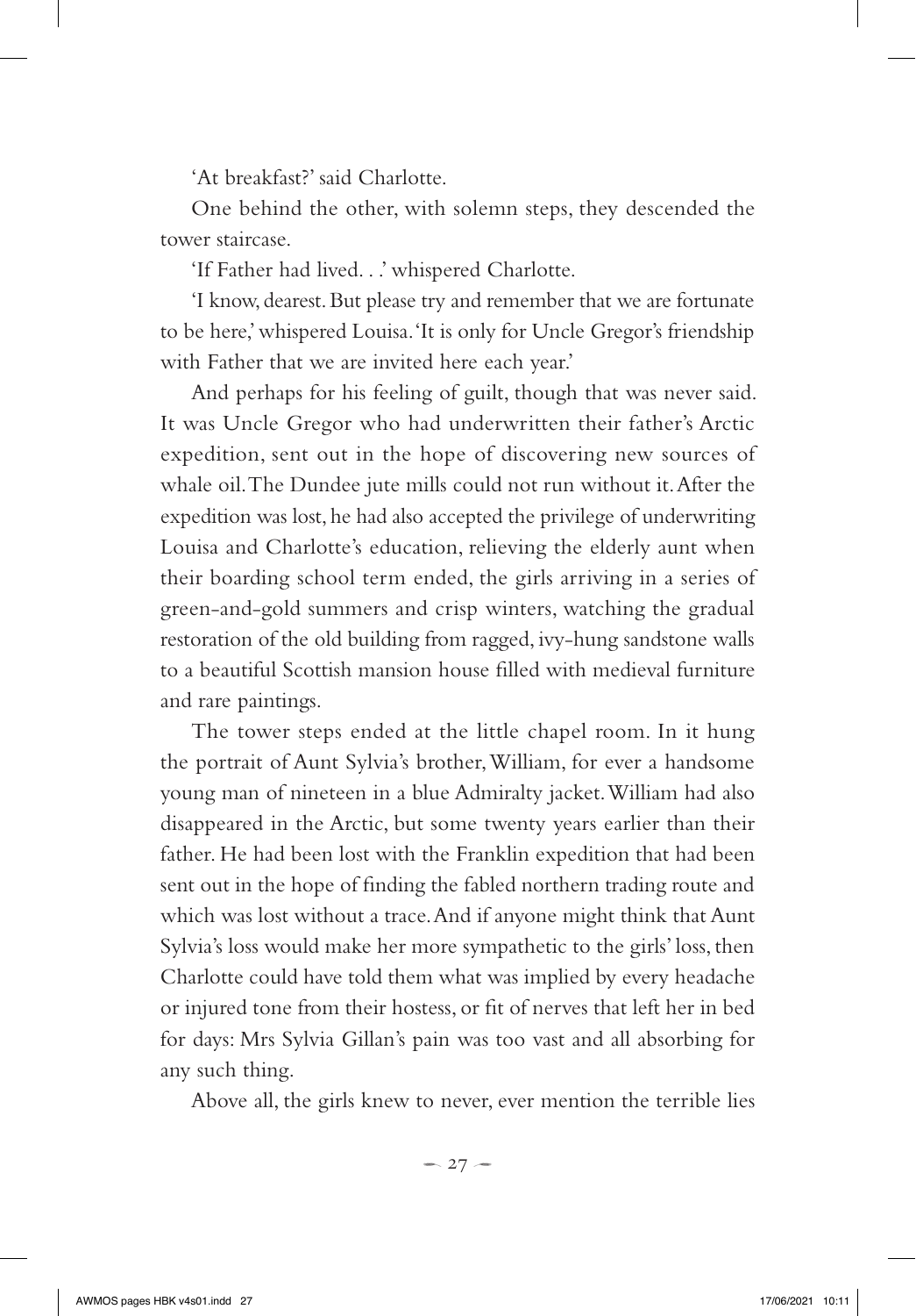'At breakfast?' said Charlotte.

One behind the other, with solemn steps, they descended the tower staircase.

'If Father had lived. . .' whispered Charlotte.

'I know, dearest. But please try and remember that we are fortunate to be here,' whispered Louisa. 'It is only for Uncle Gregor's friendship with Father that we are invited here each year.'

And perhaps for his feeling of guilt, though that was never said. It was Uncle Gregor who had underwritten their father's Arctic expedition, sent out in the hope of discovering new sources of whale oil. The Dundee jute mills could not run without it. After the expedition was lost, he had also accepted the privilege of underwriting Louisa and Charlotte's education, relieving the elderly aunt when their boarding school term ended, the girls arriving in a series of green-and-gold summers and crisp winters, watching the gradual restoration of the old building from ragged, ivy-hung sandstone walls to a beautiful Scottish mansion house filled with medieval furniture and rare paintings.

The tower steps ended at the little chapel room. In it hung the portrait of Aunt Sylvia's brother, William, for ever a handsome young man of nineteen in a blue Admiralty jacket. William had also disappeared in the Arctic, but some twenty years earlier than their father. He had been lost with the Franklin expedition that had been sent out in the hope of finding the fabled northern trading route and which was lost without a trace. And if anyone might think that Aunt Sylvia's loss would make her more sympathetic to the girls' loss, then Charlotte could have told them what was implied by every headache or injured tone from their hostess, or fit of nerves that left her in bed for days: Mrs Sylvia Gillan's pain was too vast and all absorbing for any such thing.

Above all, the girls knew to never, ever mention the terrible lies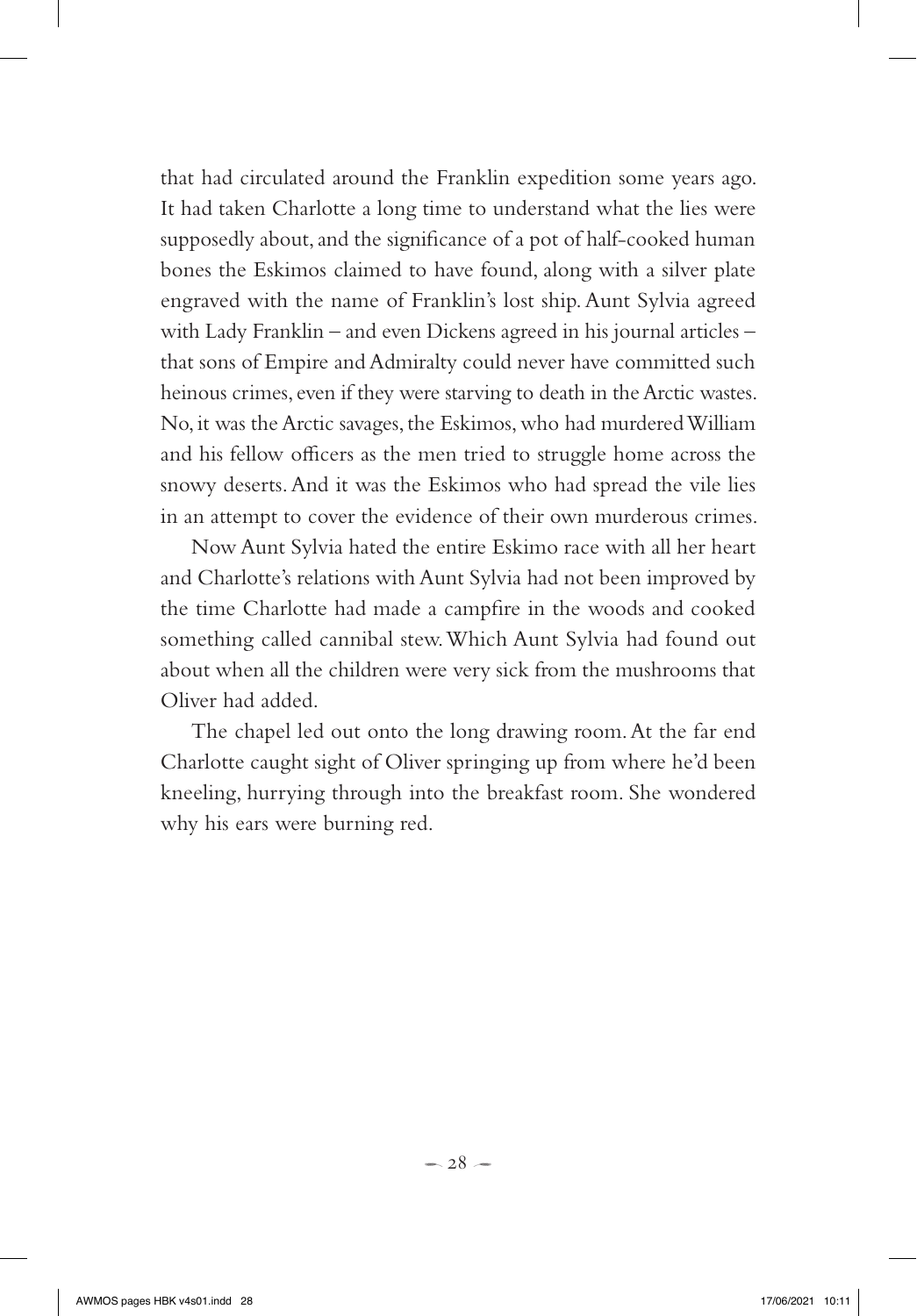that had circulated around the Franklin expedition some years ago. It had taken Charlotte a long time to understand what the lies were supposedly about, and the significance of a pot of half-cooked human bones the Eskimos claimed to have found, along with a silver plate engraved with the name of Franklin's lost ship. Aunt Sylvia agreed with Lady Franklin – and even Dickens agreed in his journal articles – that sons of Empire and Admiralty could never have committed such heinous crimes, even if they were starving to death in the Arctic wastes. No, it was the Arctic savages, the Eskimos, who had murdered William and his fellow officers as the men tried to struggle home across the snowy deserts. And it was the Eskimos who had spread the vile lies in an attempt to cover the evidence of their own murderous crimes.

Now Aunt Sylvia hated the entire Eskimo race with all her heart and Charlotte's relations with Aunt Sylvia had not been improved by the time Charlotte had made a campfire in the woods and cooked something called cannibal stew. Which Aunt Sylvia had found out about when all the children were very sick from the mushrooms that Oliver had added.

The chapel led out onto the long drawing room. At the far end Charlotte caught sight of Oliver springing up from where he'd been kneeling, hurrying through into the breakfast room. She wondered why his ears were burning red.